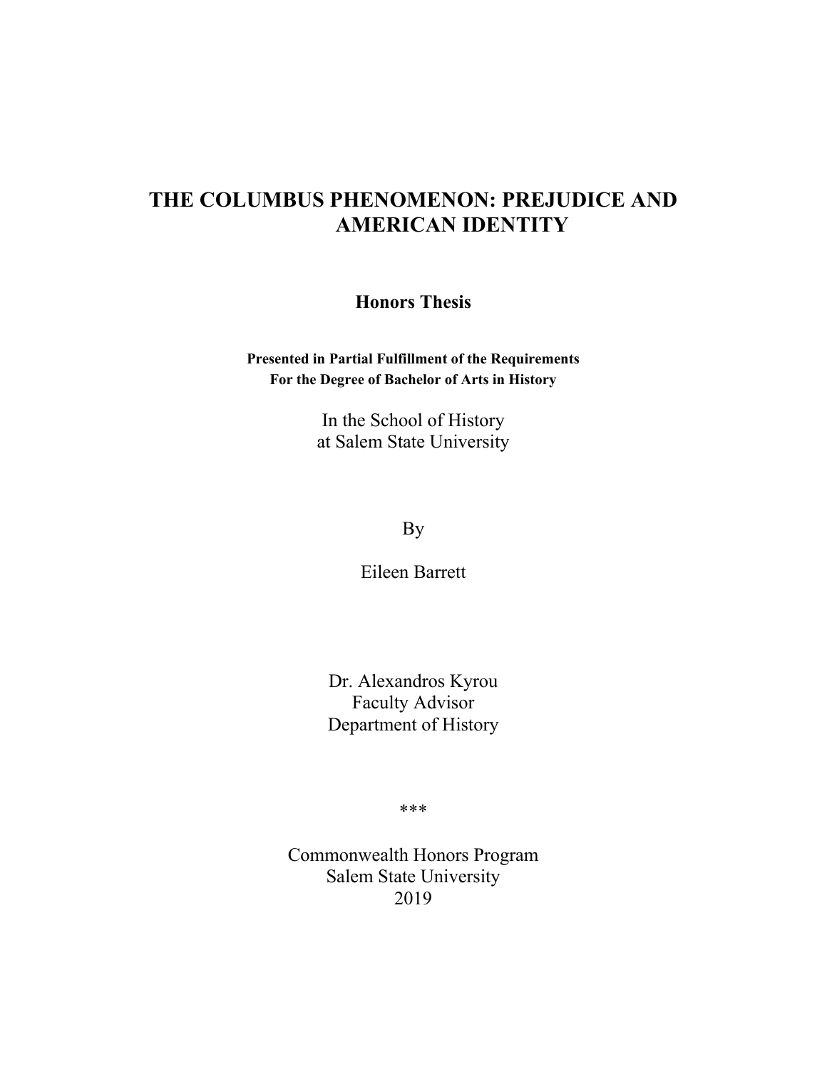# THE COLUMBUS PHENOMENON: PREJUDICE AND AMERICAN IDENTITY

## Honors Thesis

**Presented in Partial Fulfillment of the Requirements**
**For the Degree of Bachelor of Arts in History**

In the School of History
at Salem State University

By

Eileen Barrett

Dr. Alexandros Kyrou
Faculty Advisor
Department of History

***

Commonwealth Honors Program
Salem State University
2019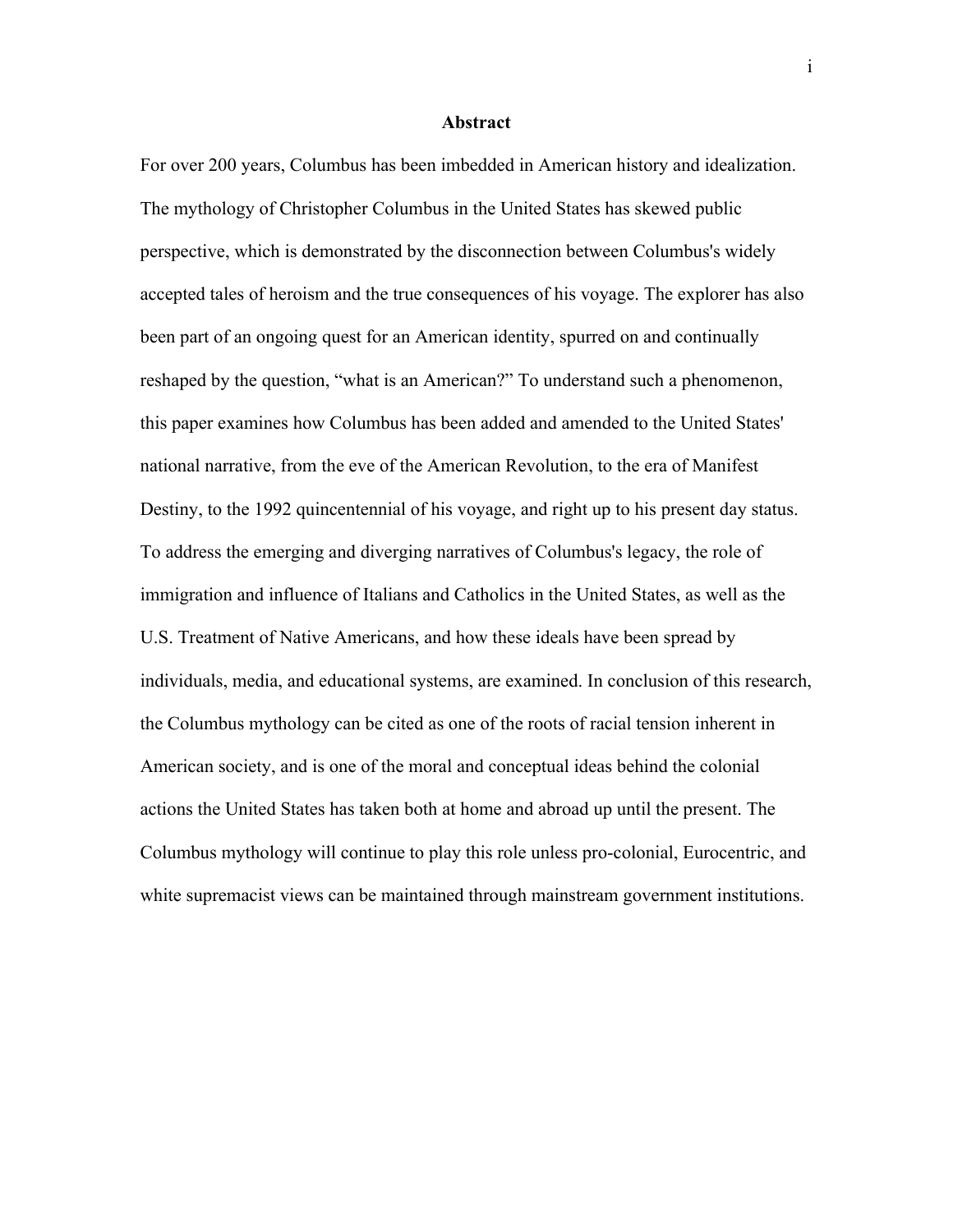# Abstract

For over 200 years, Columbus has been imbedded in American history and idealization. The mythology of Christopher Columbus in the United States has skewed public perspective, which is demonstrated by the disconnection between Columbus's widely accepted tales of heroism and the true consequences of his voyage. The explorer has also been part of an ongoing quest for an American identity, spurred on and continually reshaped by the question, “what is an American?” To understand such a phenomenon, this paper examines how Columbus has been added and amended to the United States' national narrative, from the eve of the American Revolution, to the era of Manifest Destiny, to the 1992 quincentennial of his voyage, and right up to his present day status. To address the emerging and diverging narratives of Columbus's legacy, the role of immigration and influence of Italians and Catholics in the United States, as well as the U.S. Treatment of Native Americans, and how these ideals have been spread by individuals, media, and educational systems, are examined. In conclusion of this research, the Columbus mythology can be cited as one of the roots of racial tension inherent in American society, and is one of the moral and conceptual ideas behind the colonial actions the United States has taken both at home and abroad up until the present. The Columbus mythology will continue to play this role unless pro-colonial, Eurocentric, and white supremacist views can be maintained through mainstream government institutions.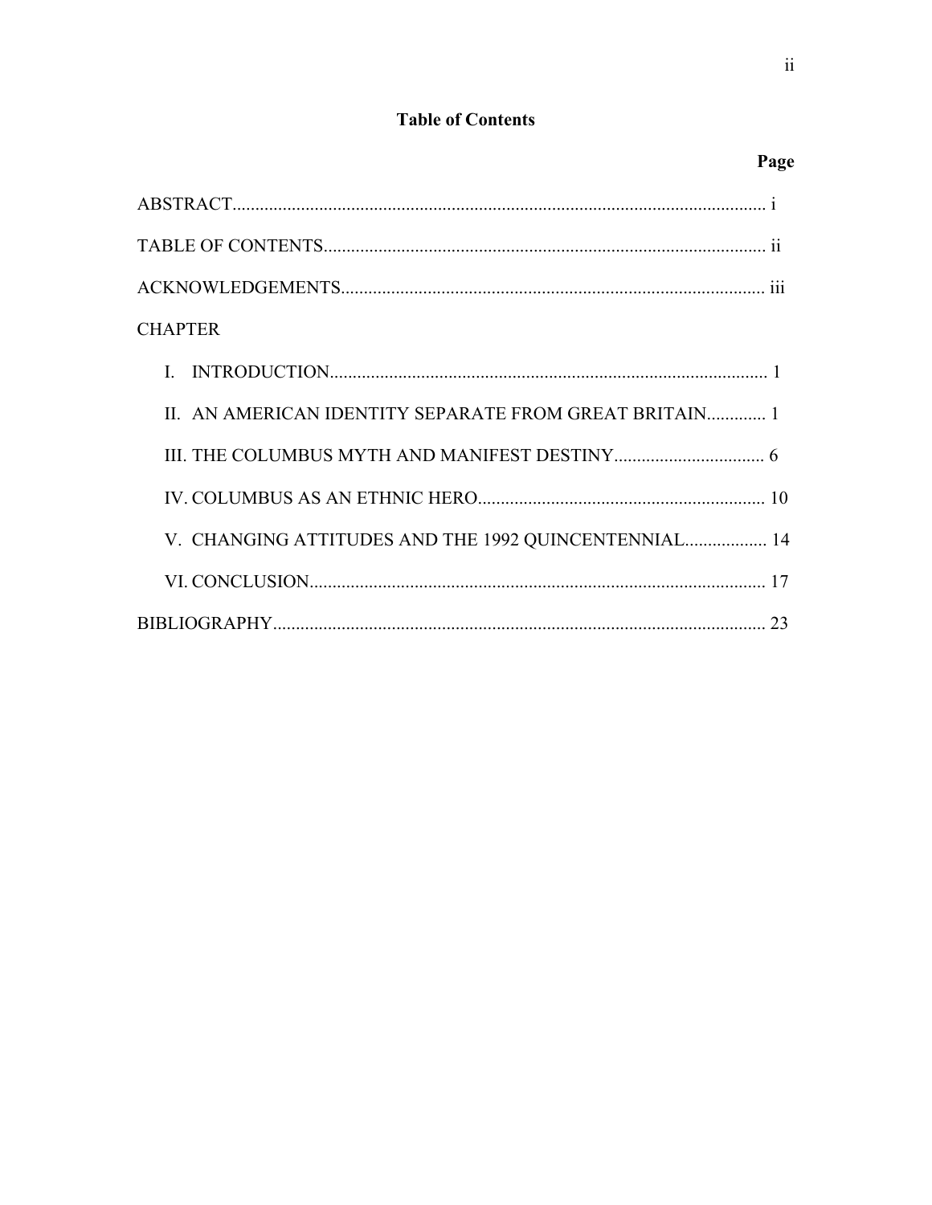## Table of Contents

| | Page |
|---|---|
| ABSTRACT | i |
| TABLE OF CONTENTS | ii |
| ACKNOWLEDGEMENTS | iii |
| CHAPTER | |
| I. INTRODUCTION | 1 |
| II. AN AMERICAN IDENTITY SEPARATE FROM GREAT BRITAIN | 1 |
| III. THE COLUMBUS MYTH AND MANIFEST DESTINY | 6 |
| IV. COLUMBUS AS AN ETHNIC HERO | 10 |
| V. CHANGING ATTITUDES AND THE 1992 QUINCENTENNIAL | 14 |
| VI. CONCLUSION | 17 |
| BIBLIOGRAPHY | 23 |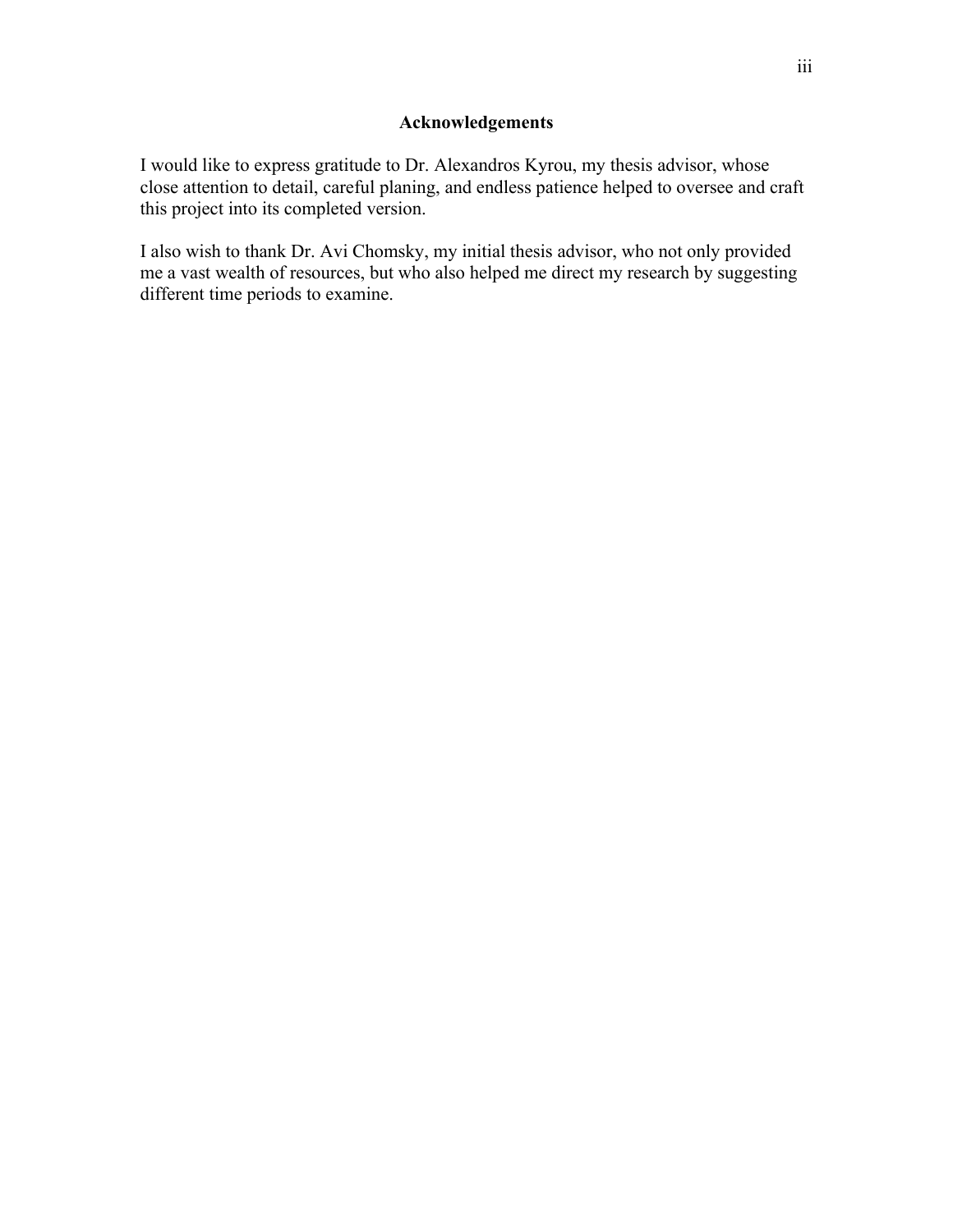## Acknowledgements

I would like to express gratitude to Dr. Alexandros Kyrou, my thesis advisor, whose close attention to detail, careful planing, and endless patience helped to oversee and craft this project into its completed version.

I also wish to thank Dr. Avi Chomsky, my initial thesis advisor, who not only provided me a vast wealth of resources, but who also helped me direct my research by suggesting different time periods to examine.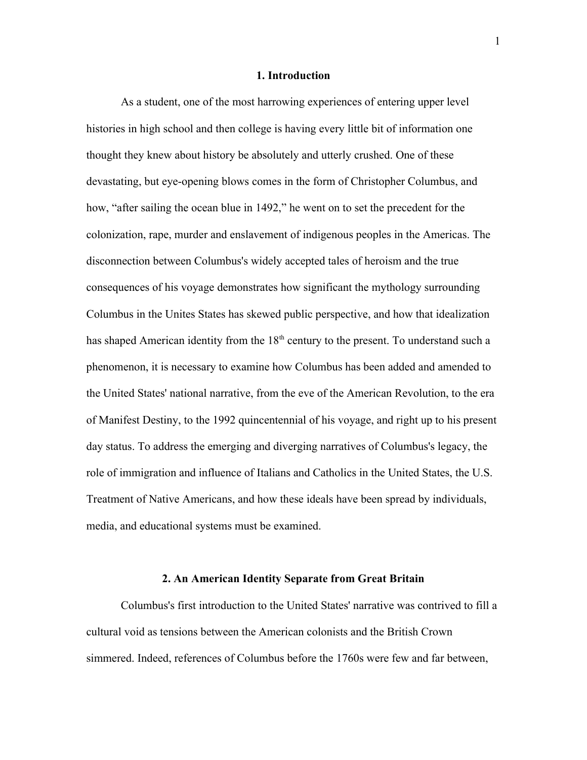## 1. Introduction

As a student, one of the most harrowing experiences of entering upper level histories in high school and then college is having every little bit of information one thought they knew about history be absolutely and utterly crushed. One of these devastating, but eye-opening blows comes in the form of Christopher Columbus, and how, "after sailing the ocean blue in 1492," he went on to set the precedent for the colonization, rape, murder and enslavement of indigenous peoples in the Americas. The disconnection between Columbus's widely accepted tales of heroism and the true consequences of his voyage demonstrates how significant the mythology surrounding Columbus in the Unites States has skewed public perspective, and how that idealization has shaped American identity from the 18th century to the present. To understand such a phenomenon, it is necessary to examine how Columbus has been added and amended to the United States' national narrative, from the eve of the American Revolution, to the era of Manifest Destiny, to the 1992 quincentennial of his voyage, and right up to his present day status. To address the emerging and diverging narratives of Columbus's legacy, the role of immigration and influence of Italians and Catholics in the United States, the U.S. Treatment of Native Americans, and how these ideals have been spread by individuals, media, and educational systems must be examined.

## 2. An American Identity Separate from Great Britain

Columbus's first introduction to the United States' narrative was contrived to fill a cultural void as tensions between the American colonists and the British Crown simmered. Indeed, references of Columbus before the 1760s were few and far between,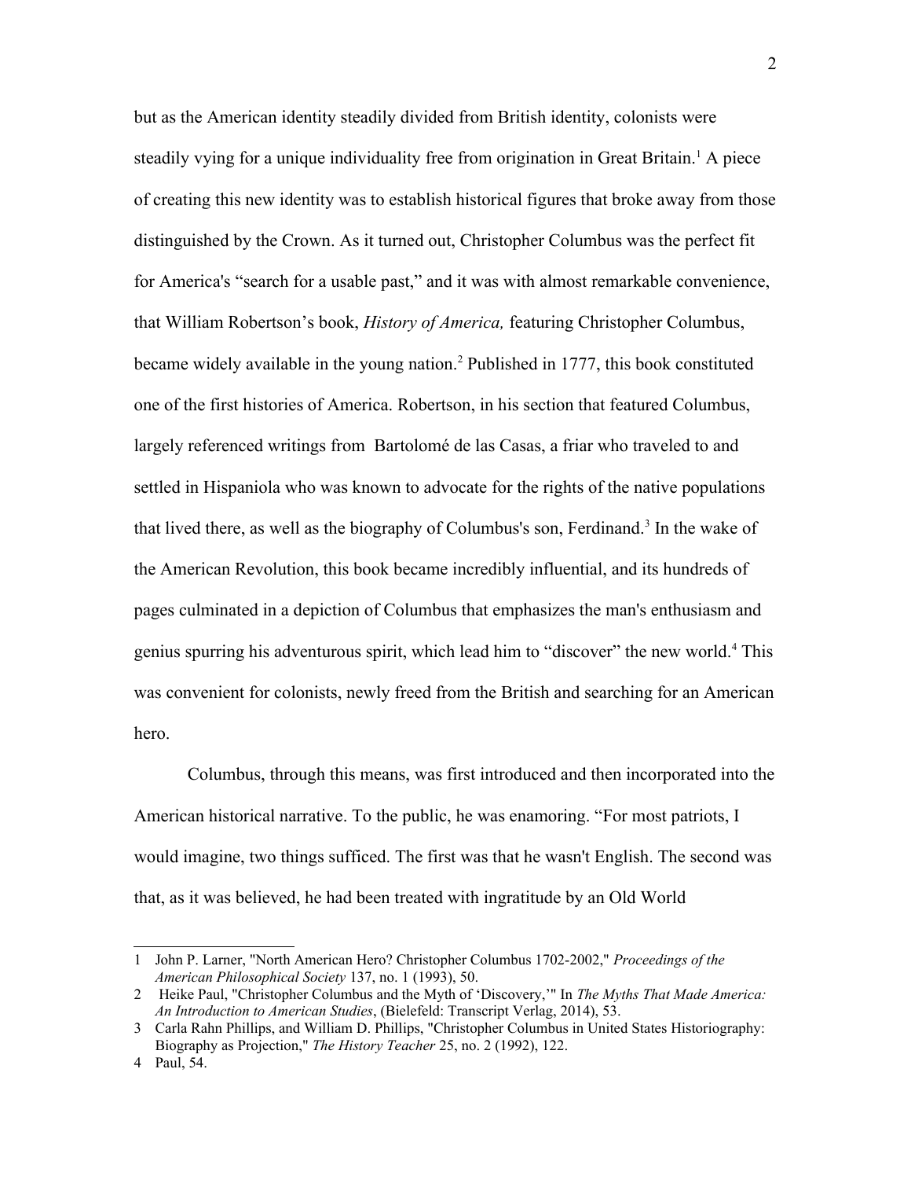but as the American identity steadily divided from British identity, colonists were steadily vying for a unique individuality free from origination in Great Britain.[1] A piece of creating this new identity was to establish historical figures that broke away from those distinguished by the Crown. As it turned out, Christopher Columbus was the perfect fit for America's "search for a usable past," and it was with almost remarkable convenience, that William Robertson's book, *History of America,* featuring Christopher Columbus, became widely available in the young nation.[2] Published in 1777, this book constituted one of the first histories of America. Robertson, in his section that featured Columbus, largely referenced writings from Bartolomé de las Casas, a friar who traveled to and settled in Hispaniola who was known to advocate for the rights of the native populations that lived there, as well as the biography of Columbus's son, Ferdinand.[3] In the wake of the American Revolution, this book became incredibly influential, and its hundreds of pages culminated in a depiction of Columbus that emphasizes the man's enthusiasm and genius spurring his adventurous spirit, which lead him to "discover" the new world.[4] This was convenient for colonists, newly freed from the British and searching for an American hero.

Columbus, through this means, was first introduced and then incorporated into the American historical narrative. To the public, he was enamoring. "For most patriots, I would imagine, two things sufficed. The first was that he wasn't English. The second was that, as it was believed, he had been treated with ingratitude by an Old World

---

1 John P. Larner, "North American Hero? Christopher Columbus 1702-2002," *Proceedings of the American Philosophical Society* 137, no. 1 (1993), 50.

2 Heike Paul, "Christopher Columbus and the Myth of 'Discovery,'" In *The Myths That Made America: An Introduction to American Studies*, (Bielefeld: Transcript Verlag, 2014), 53.

3 Carla Rahn Phillips, and William D. Phillips, "Christopher Columbus in United States Historiography: Biography as Projection," *The History Teacher* 25, no. 2 (1992), 122.

4 Paul, 54.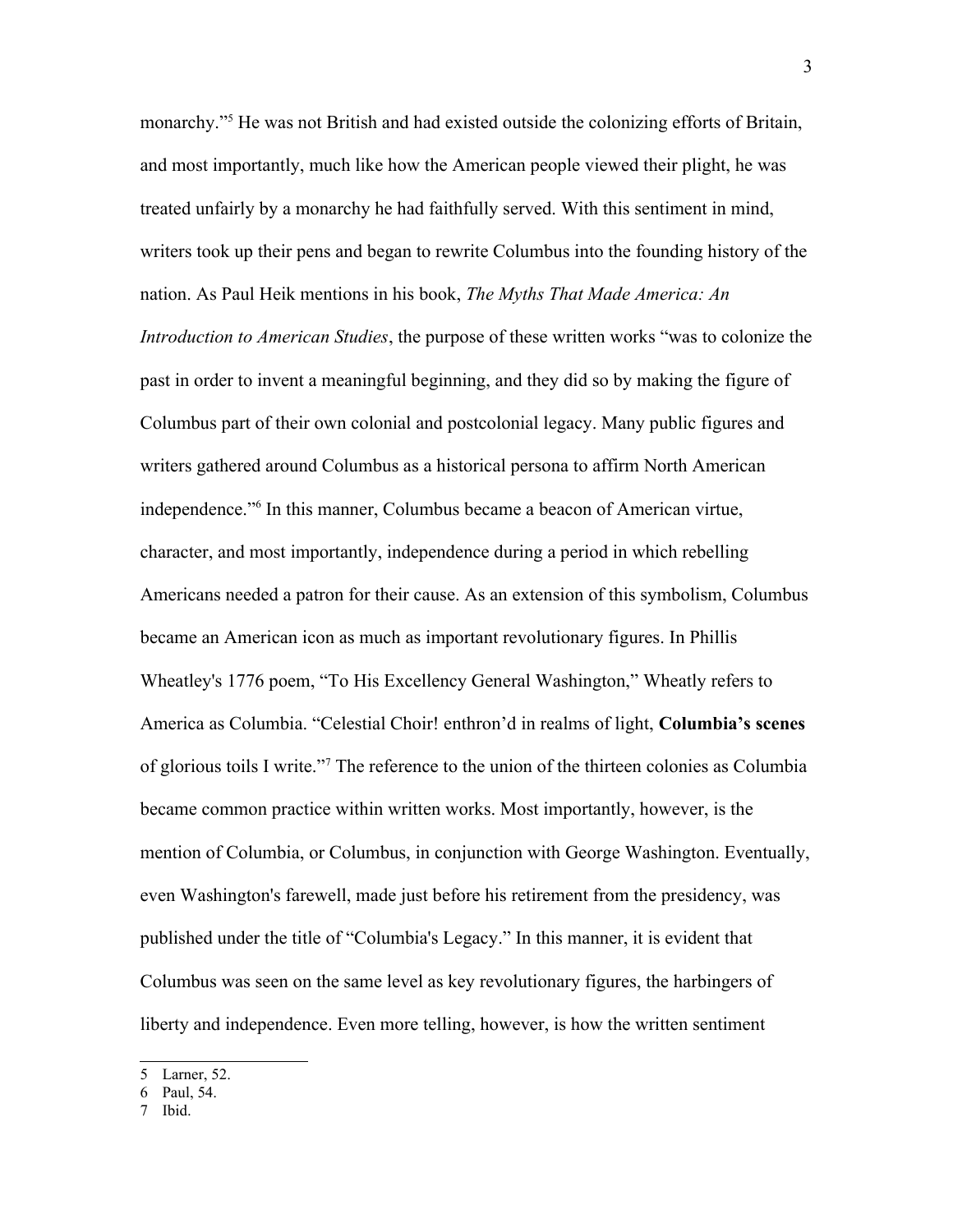monarchy."[5] He was not British and had existed outside the colonizing efforts of Britain, and most importantly, much like how the American people viewed their plight, he was treated unfairly by a monarchy he had faithfully served. With this sentiment in mind, writers took up their pens and began to rewrite Columbus into the founding history of the nation. As Paul Heik mentions in his book, *The Myths That Made America: An Introduction to American Studies*, the purpose of these written works "was to colonize the past in order to invent a meaningful beginning, and they did so by making the figure of Columbus part of their own colonial and postcolonial legacy. Many public figures and writers gathered around Columbus as a historical persona to affirm North American independence."[6] In this manner, Columbus became a beacon of American virtue, character, and most importantly, independence during a period in which rebelling Americans needed a patron for their cause. As an extension of this symbolism, Columbus became an American icon as much as important revolutionary figures. In Phillis Wheatley's 1776 poem, "To His Excellency General Washington," Wheatly refers to America as Columbia. "Celestial Choir! enthron'd in realms of light, **Columbia's scenes** of glorious toils I write."[7] The reference to the union of the thirteen colonies as Columbia became common practice within written works. Most importantly, however, is the mention of Columbia, or Columbus, in conjunction with George Washington. Eventually, even Washington's farewell, made just before his retirement from the presidency, was published under the title of "Columbia's Legacy." In this manner, it is evident that Columbus was seen on the same level as key revolutionary figures, the harbingers of liberty and independence. Even more telling, however, is how the written sentiment

---

5 Larner, 52.
6 Paul, 54.
7 Ibid.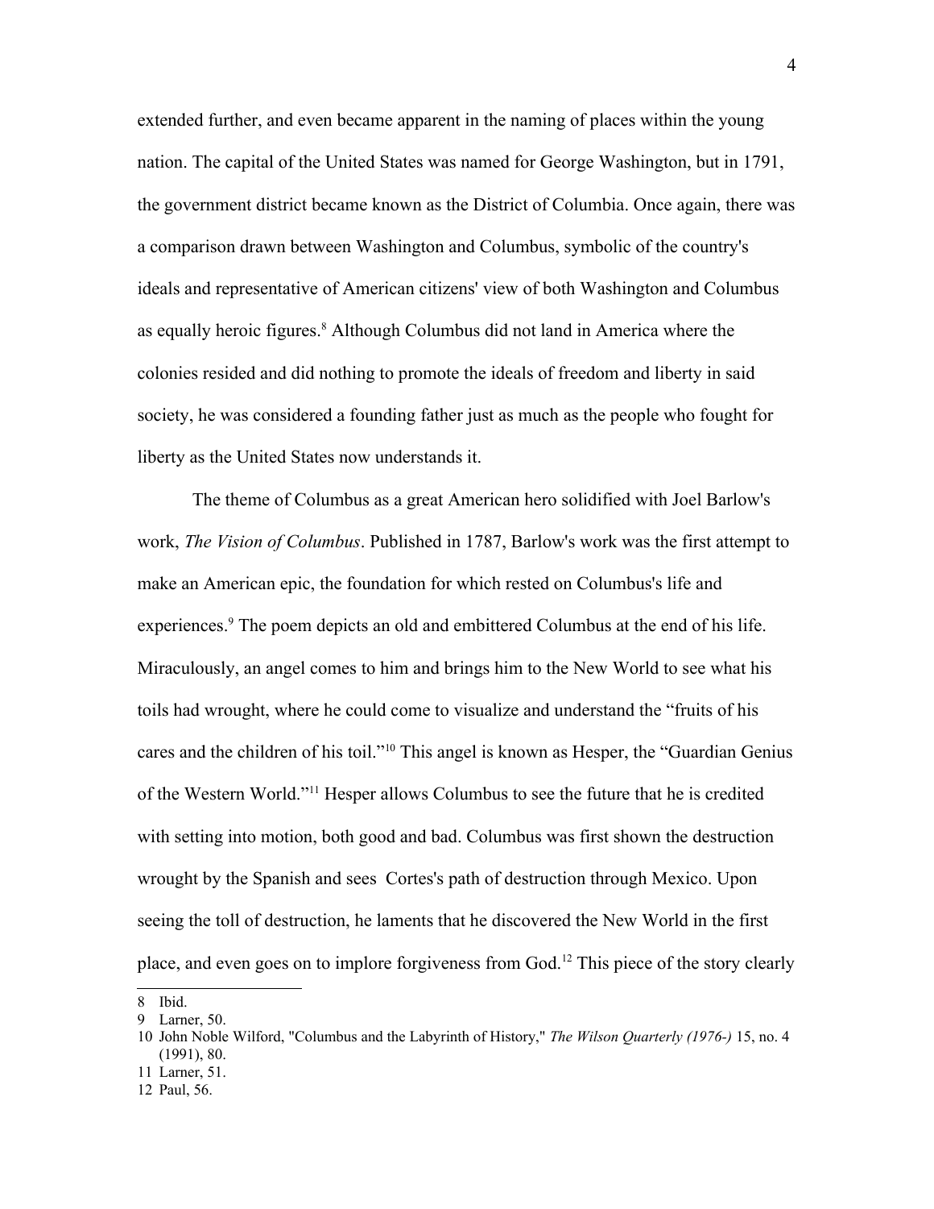extended further, and even became apparent in the naming of places within the young nation. The capital of the United States was named for George Washington, but in 1791, the government district became known as the District of Columbia. Once again, there was a comparison drawn between Washington and Columbus, symbolic of the country's ideals and representative of American citizens' view of both Washington and Columbus as equally heroic figures.[8] Although Columbus did not land in America where the colonies resided and did nothing to promote the ideals of freedom and liberty in said society, he was considered a founding father just as much as the people who fought for liberty as the United States now understands it.

The theme of Columbus as a great American hero solidified with Joel Barlow's work, *The Vision of Columbus*. Published in 1787, Barlow's work was the first attempt to make an American epic, the foundation for which rested on Columbus's life and experiences.[9] The poem depicts an old and embittered Columbus at the end of his life. Miraculously, an angel comes to him and brings him to the New World to see what his toils had wrought, where he could come to visualize and understand the "fruits of his cares and the children of his toil."[10] This angel is known as Hesper, the "Guardian Genius of the Western World."[11] Hesper allows Columbus to see the future that he is credited with setting into motion, both good and bad. Columbus was first shown the destruction wrought by the Spanish and sees Cortes's path of destruction through Mexico. Upon seeing the toll of destruction, he laments that he discovered the New World in the first place, and even goes on to implore forgiveness from God.[12] This piece of the story clearly

8 Ibid.

9 Larner, 50.

10 John Noble Wilford, "Columbus and the Labyrinth of History," *The Wilson Quarterly (1976-)* 15, no. 4 (1991), 80.

11 Larner, 51.

12 Paul, 56.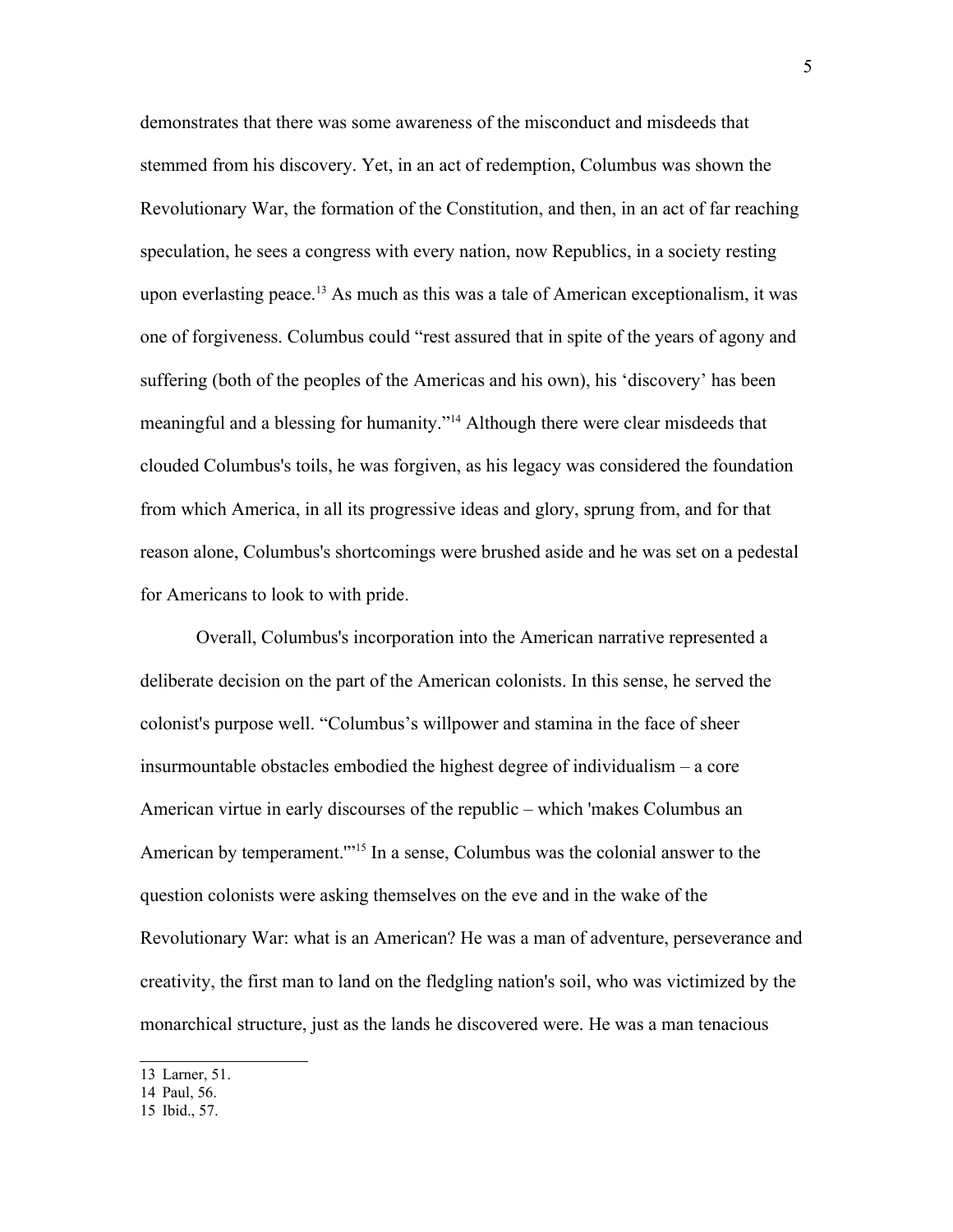demonstrates that there was some awareness of the misconduct and misdeeds that stemmed from his discovery. Yet, in an act of redemption, Columbus was shown the Revolutionary War, the formation of the Constitution, and then, in an act of far reaching speculation, he sees a congress with every nation, now Republics, in a society resting upon everlasting peace.[13] As much as this was a tale of American exceptionalism, it was one of forgiveness. Columbus could "rest assured that in spite of the years of agony and suffering (both of the peoples of the Americas and his own), his 'discovery' has been meaningful and a blessing for humanity."[14] Although there were clear misdeeds that clouded Columbus's toils, he was forgiven, as his legacy was considered the foundation from which America, in all its progressive ideas and glory, sprung from, and for that reason alone, Columbus's shortcomings were brushed aside and he was set on a pedestal for Americans to look to with pride.

Overall, Columbus's incorporation into the American narrative represented a deliberate decision on the part of the American colonists. In this sense, he served the colonist's purpose well. "Columbus's willpower and stamina in the face of sheer insurmountable obstacles embodied the highest degree of individualism – a core American virtue in early discourses of the republic – which 'makes Columbus an American by temperament.'"[15] In a sense, Columbus was the colonial answer to the question colonists were asking themselves on the eve and in the wake of the Revolutionary War: what is an American? He was a man of adventure, perseverance and creativity, the first man to land on the fledgling nation's soil, who was victimized by the monarchical structure, just as the lands he discovered were. He was a man tenacious

13 Larner, 51.
14 Paul, 56.
15 Ibid., 57.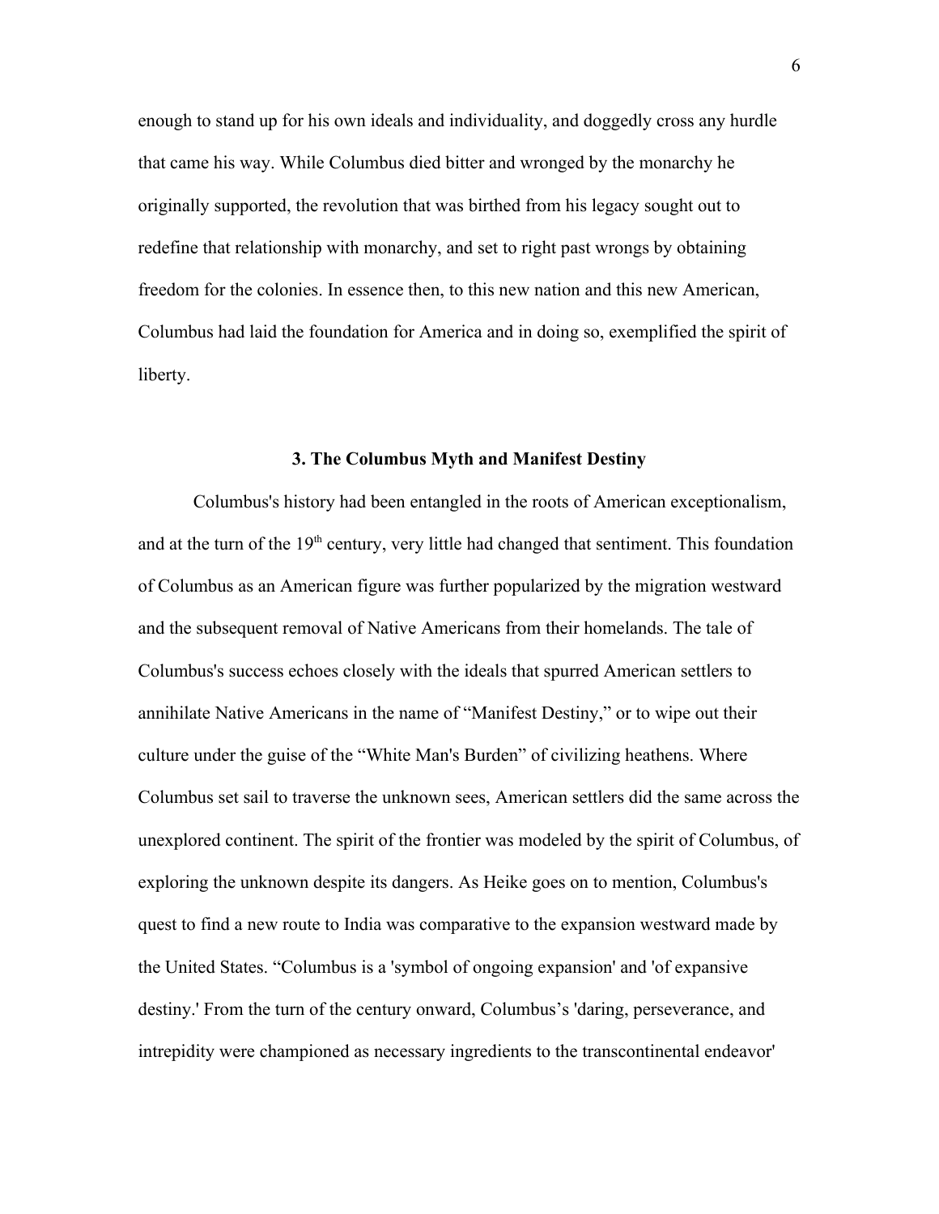enough to stand up for his own ideals and individuality, and doggedly cross any hurdle that came his way. While Columbus died bitter and wronged by the monarchy he originally supported, the revolution that was birthed from his legacy sought out to redefine that relationship with monarchy, and set to right past wrongs by obtaining freedom for the colonies. In essence then, to this new nation and this new American, Columbus had laid the foundation for America and in doing so, exemplified the spirit of liberty.

### 3. The Columbus Myth and Manifest Destiny

Columbus's history had been entangled in the roots of American exceptionalism, and at the turn of the 19th century, very little had changed that sentiment. This foundation of Columbus as an American figure was further popularized by the migration westward and the subsequent removal of Native Americans from their homelands. The tale of Columbus's success echoes closely with the ideals that spurred American settlers to annihilate Native Americans in the name of "Manifest Destiny," or to wipe out their culture under the guise of the "White Man's Burden" of civilizing heathens. Where Columbus set sail to traverse the unknown sees, American settlers did the same across the unexplored continent. The spirit of the frontier was modeled by the spirit of Columbus, of exploring the unknown despite its dangers. As Heike goes on to mention, Columbus's quest to find a new route to India was comparative to the expansion westward made by the United States. "Columbus is a 'symbol of ongoing expansion' and 'of expansive destiny.' From the turn of the century onward, Columbus's 'daring, perseverance, and intrepidity were championed as necessary ingredients to the transcontinental endeavor'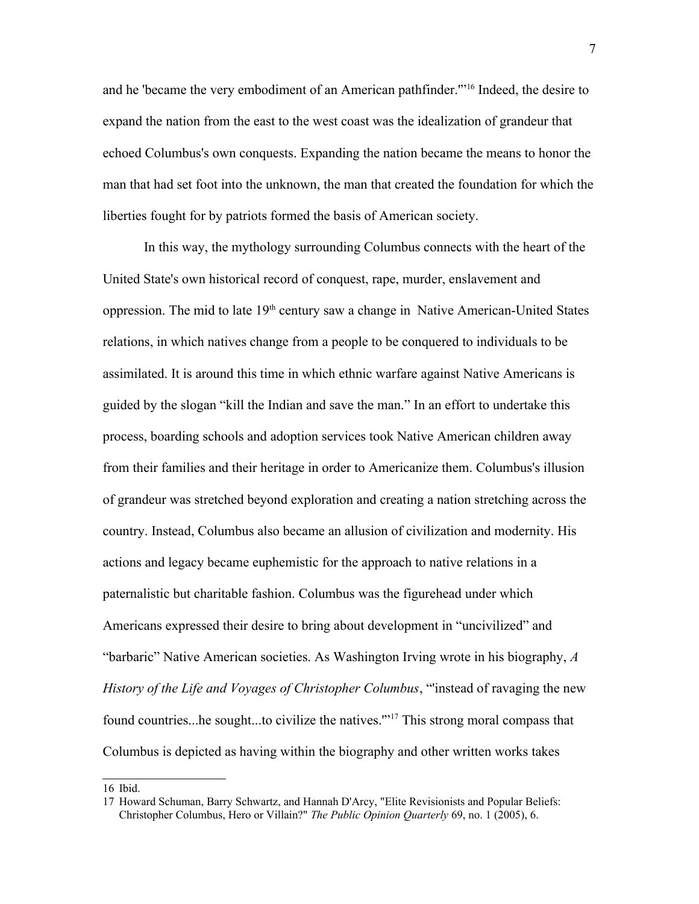and he 'became the very embodiment of an American pathfinder.'"[16] Indeed, the desire to expand the nation from the east to the west coast was the idealization of grandeur that echoed Columbus's own conquests. Expanding the nation became the means to honor the man that had set foot into the unknown, the man that created the foundation for which the liberties fought for by patriots formed the basis of American society.

In this way, the mythology surrounding Columbus connects with the heart of the United State's own historical record of conquest, rape, murder, enslavement and oppression. The mid to late 19th century saw a change in Native American-United States relations, in which natives change from a people to be conquered to individuals to be assimilated. It is around this time in which ethnic warfare against Native Americans is guided by the slogan "kill the Indian and save the man." In an effort to undertake this process, boarding schools and adoption services took Native American children away from their families and their heritage in order to Americanize them. Columbus's illusion of grandeur was stretched beyond exploration and creating a nation stretching across the country. Instead, Columbus also became an allusion of civilization and modernity. His actions and legacy became euphemistic for the approach to native relations in a paternalistic but charitable fashion. Columbus was the figurehead under which Americans expressed their desire to bring about development in "uncivilized" and "barbaric" Native American societies. As Washington Irving wrote in his biography, *A History of the Life and Voyages of Christopher Columbus*, "'instead of ravaging the new found countries...he sought...to civilize the natives.'"[17] This strong moral compass that Columbus is depicted as having within the biography and other written works takes

---

16 Ibid.

17 Howard Schuman, Barry Schwartz, and Hannah D'Arcy, "Elite Revisionists and Popular Beliefs: Christopher Columbus, Hero or Villain?" *The Public Opinion Quarterly* 69, no. 1 (2005), 6.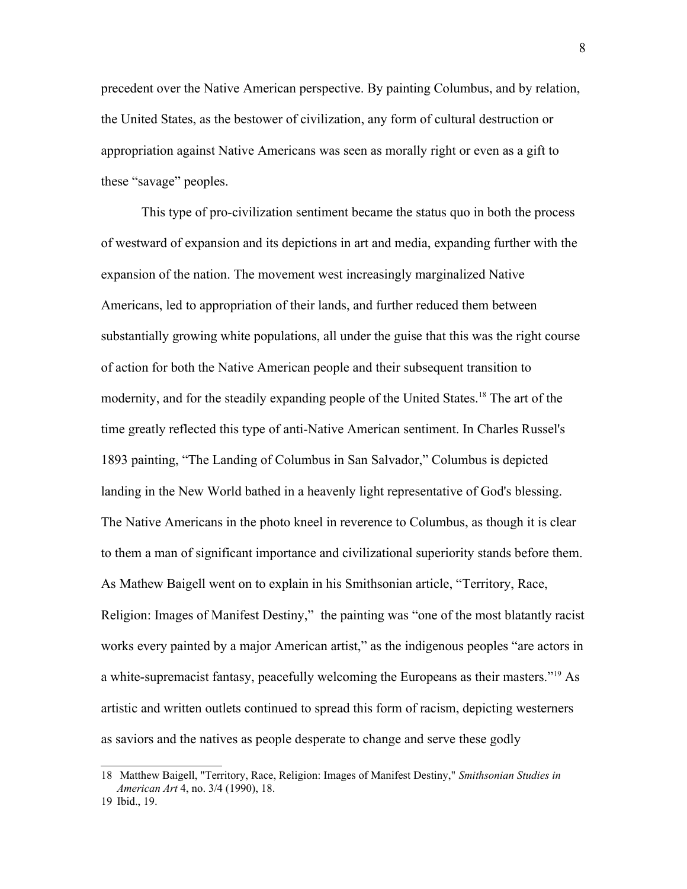precedent over the Native American perspective. By painting Columbus, and by relation, the United States, as the bestower of civilization, any form of cultural destruction or appropriation against Native Americans was seen as morally right or even as a gift to these "savage" peoples.

This type of pro-civilization sentiment became the status quo in both the process of westward of expansion and its depictions in art and media, expanding further with the expansion of the nation. The movement west increasingly marginalized Native Americans, led to appropriation of their lands, and further reduced them between substantially growing white populations, all under the guise that this was the right course of action for both the Native American people and their subsequent transition to modernity, and for the steadily expanding people of the United States.[18] The art of the time greatly reflected this type of anti-Native American sentiment. In Charles Russel's 1893 painting, "The Landing of Columbus in San Salvador," Columbus is depicted landing in the New World bathed in a heavenly light representative of God's blessing. The Native Americans in the photo kneel in reverence to Columbus, as though it is clear to them a man of significant importance and civilizational superiority stands before them. As Mathew Baigell went on to explain in his Smithsonian article, "Territory, Race, Religion: Images of Manifest Destiny," the painting was "one of the most blatantly racist works every painted by a major American artist," as the indigenous peoples "are actors in a white-supremacist fantasy, peacefully welcoming the Europeans as their masters."[19] As artistic and written outlets continued to spread this form of racism, depicting westerners as saviors and the natives as people desperate to change and serve these godly

---

18 Matthew Baigell, "Territory, Race, Religion: Images of Manifest Destiny," *Smithsonian Studies in American Art* 4, no. 3/4 (1990), 18.

19 Ibid., 19.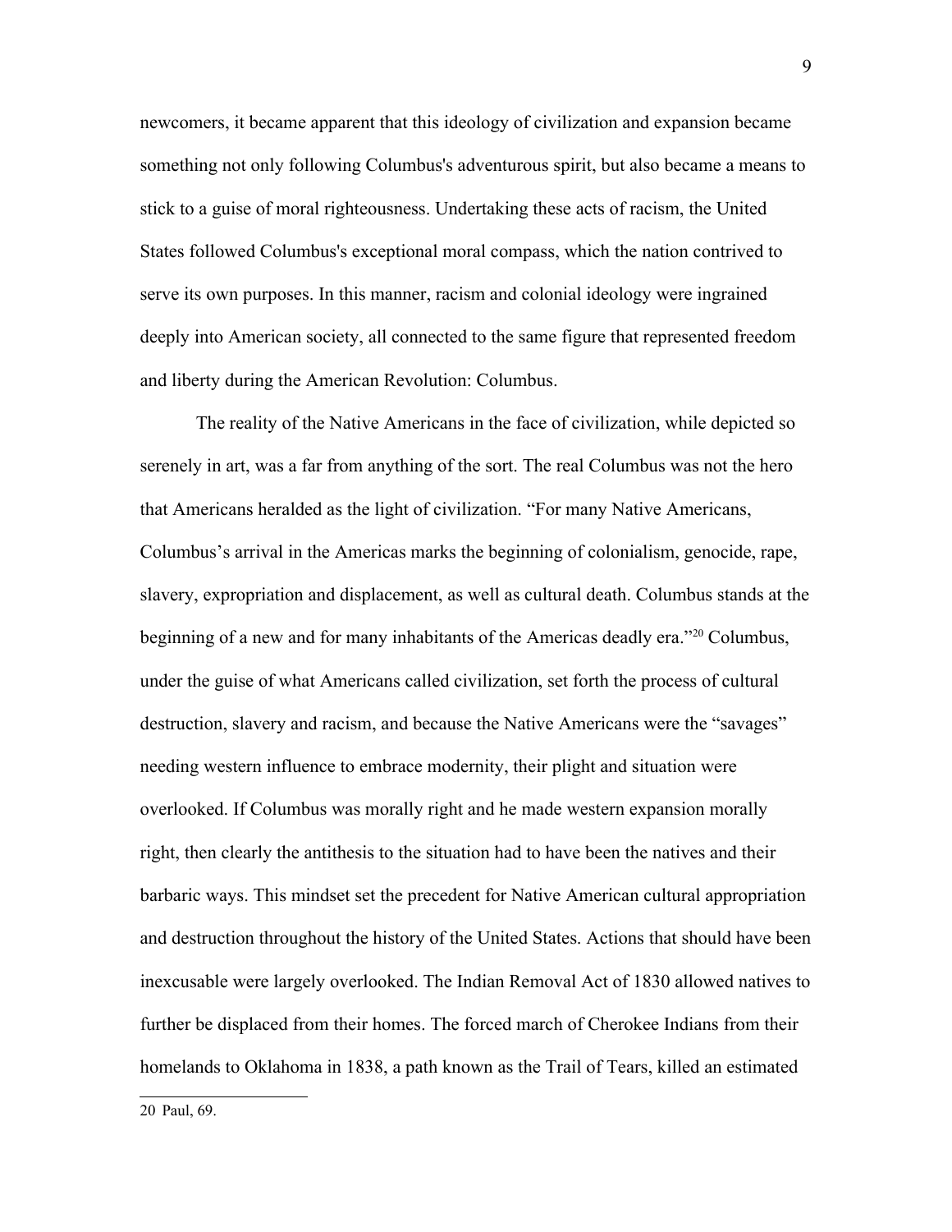newcomers, it became apparent that this ideology of civilization and expansion became something not only following Columbus's adventurous spirit, but also became a means to stick to a guise of moral righteousness. Undertaking these acts of racism, the United States followed Columbus's exceptional moral compass, which the nation contrived to serve its own purposes. In this manner, racism and colonial ideology were ingrained deeply into American society, all connected to the same figure that represented freedom and liberty during the American Revolution: Columbus.

The reality of the Native Americans in the face of civilization, while depicted so serenely in art, was a far from anything of the sort. The real Columbus was not the hero that Americans heralded as the light of civilization. "For many Native Americans, Columbus's arrival in the Americas marks the beginning of colonialism, genocide, rape, slavery, expropriation and displacement, as well as cultural death. Columbus stands at the beginning of a new and for many inhabitants of the Americas deadly era."[20] Columbus, under the guise of what Americans called civilization, set forth the process of cultural destruction, slavery and racism, and because the Native Americans were the "savages" needing western influence to embrace modernity, their plight and situation were overlooked. If Columbus was morally right and he made western expansion morally right, then clearly the antithesis to the situation had to have been the natives and their barbaric ways. This mindset set the precedent for Native American cultural appropriation and destruction throughout the history of the United States. Actions that should have been inexcusable were largely overlooked. The Indian Removal Act of 1830 allowed natives to further be displaced from their homes. The forced march of Cherokee Indians from their homelands to Oklahoma in 1838, a path known as the Trail of Tears, killed an estimated

20 Paul, 69.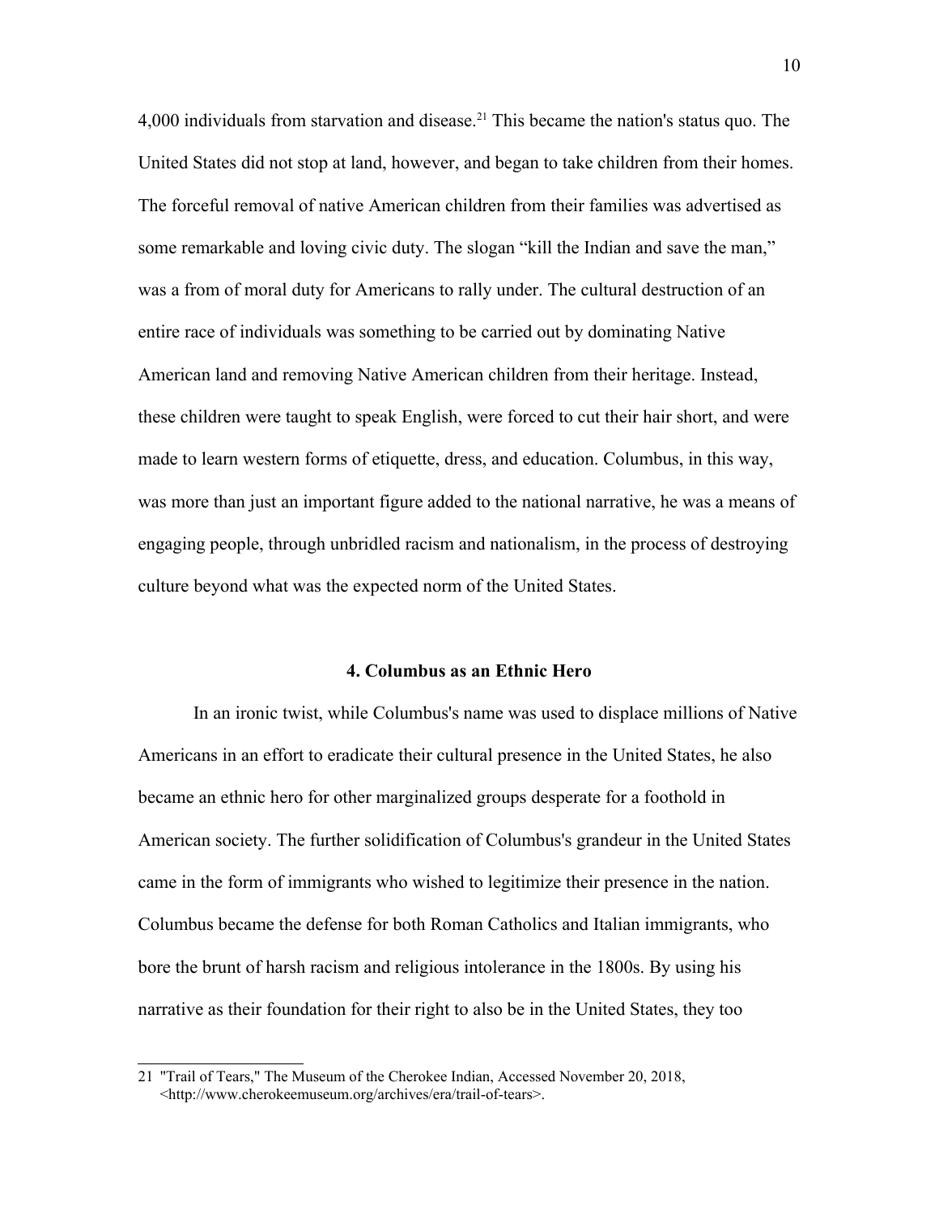4,000 individuals from starvation and disease.[21] This became the nation's status quo. The United States did not stop at land, however, and began to take children from their homes. The forceful removal of native American children from their families was advertised as some remarkable and loving civic duty. The slogan "kill the Indian and save the man," was a from of moral duty for Americans to rally under. The cultural destruction of an entire race of individuals was something to be carried out by dominating Native American land and removing Native American children from their heritage. Instead, these children were taught to speak English, were forced to cut their hair short, and were made to learn western forms of etiquette, dress, and education. Columbus, in this way, was more than just an important figure added to the national narrative, he was a means of engaging people, through unbridled racism and nationalism, in the process of destroying culture beyond what was the expected norm of the United States.

## 4. Columbus as an Ethnic Hero

In an ironic twist, while Columbus's name was used to displace millions of Native Americans in an effort to eradicate their cultural presence in the United States, he also became an ethnic hero for other marginalized groups desperate for a foothold in American society. The further solidification of Columbus's grandeur in the United States came in the form of immigrants who wished to legitimize their presence in the nation. Columbus became the defense for both Roman Catholics and Italian immigrants, who bore the brunt of harsh racism and religious intolerance in the 1800s. By using his narrative as their foundation for their right to also be in the United States, they too

21 "Trail of Tears," The Museum of the Cherokee Indian, Accessed November 20, 2018, <http://www.cherokeemuseum.org/archives/era/trail-of-tears>.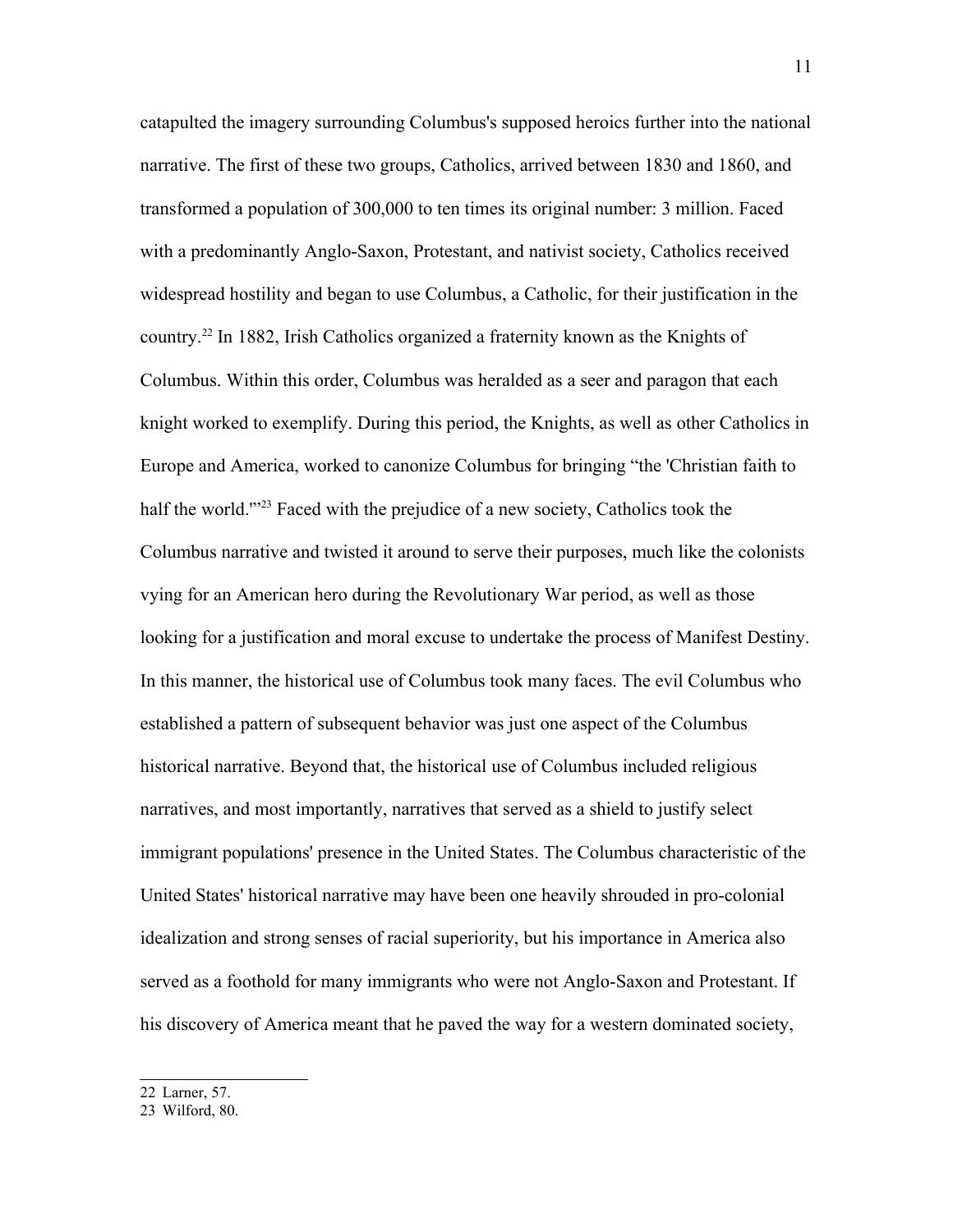catapulted the imagery surrounding Columbus's supposed heroics further into the national narrative. The first of these two groups, Catholics, arrived between 1830 and 1860, and transformed a population of 300,000 to ten times its original number: 3 million. Faced with a predominantly Anglo-Saxon, Protestant, and nativist society, Catholics received widespread hostility and began to use Columbus, a Catholic, for their justification in the country.[22] In 1882, Irish Catholics organized a fraternity known as the Knights of Columbus. Within this order, Columbus was heralded as a seer and paragon that each knight worked to exemplify. During this period, the Knights, as well as other Catholics in Europe and America, worked to canonize Columbus for bringing "the 'Christian faith to half the world.'"[23] Faced with the prejudice of a new society, Catholics took the Columbus narrative and twisted it around to serve their purposes, much like the colonists vying for an American hero during the Revolutionary War period, as well as those looking for a justification and moral excuse to undertake the process of Manifest Destiny. In this manner, the historical use of Columbus took many faces. The evil Columbus who established a pattern of subsequent behavior was just one aspect of the Columbus historical narrative. Beyond that, the historical use of Columbus included religious narratives, and most importantly, narratives that served as a shield to justify select immigrant populations' presence in the United States. The Columbus characteristic of the United States' historical narrative may have been one heavily shrouded in pro-colonial idealization and strong senses of racial superiority, but his importance in America also served as a foothold for many immigrants who were not Anglo-Saxon and Protestant. If his discovery of America meant that he paved the way for a western dominated society,

---

22 Larner, 57.

23 Wilford, 80.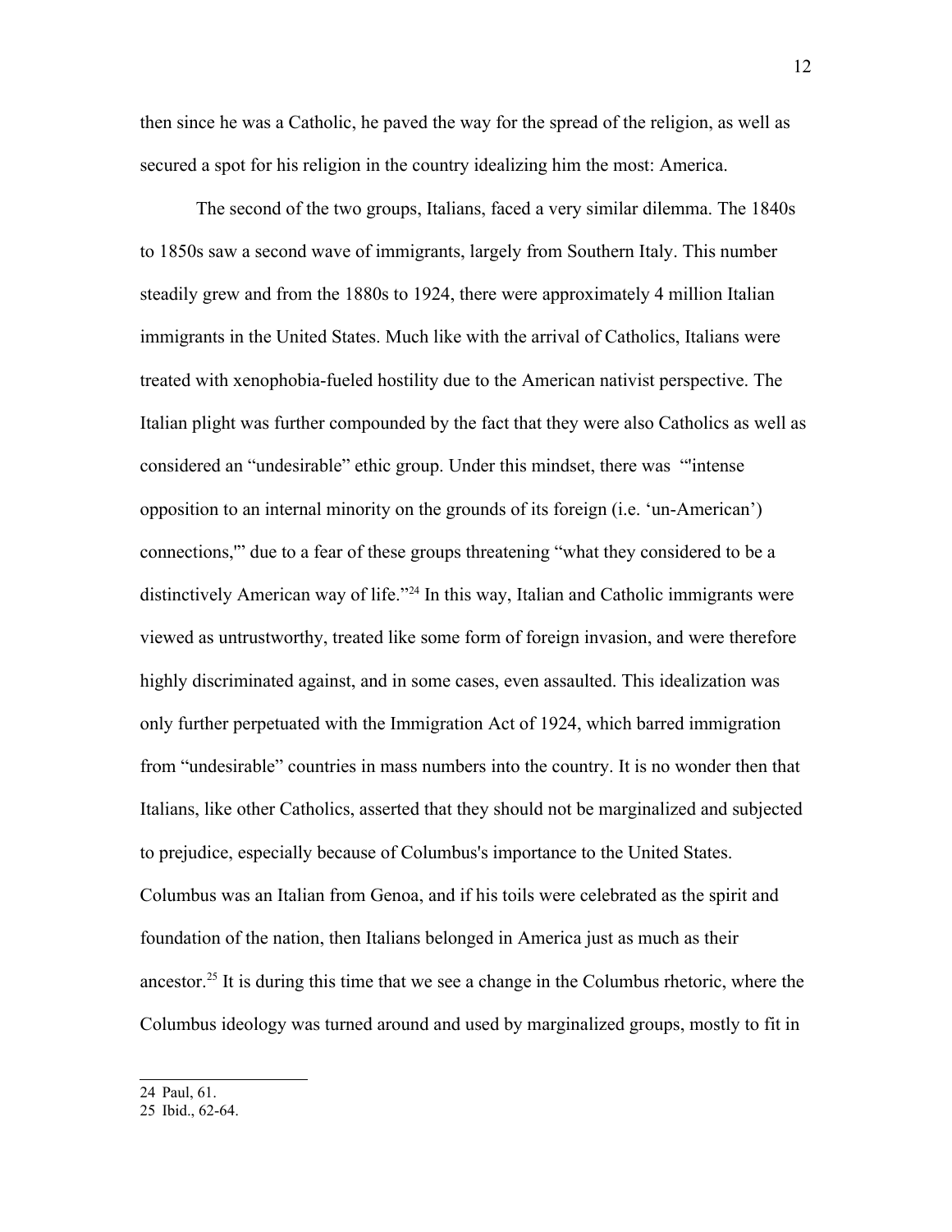then since he was a Catholic, he paved the way for the spread of the religion, as well as secured a spot for his religion in the country idealizing him the most: America.

The second of the two groups, Italians, faced a very similar dilemma. The 1840s to 1850s saw a second wave of immigrants, largely from Southern Italy. This number steadily grew and from the 1880s to 1924, there were approximately 4 million Italian immigrants in the United States. Much like with the arrival of Catholics, Italians were treated with xenophobia-fueled hostility due to the American nativist perspective. The Italian plight was further compounded by the fact that they were also Catholics as well as considered an "undesirable" ethic group. Under this mindset, there was "'intense opposition to an internal minority on the grounds of its foreign (i.e. 'un-American') connections,'" due to a fear of these groups threatening "what they considered to be a distinctively American way of life."[24] In this way, Italian and Catholic immigrants were viewed as untrustworthy, treated like some form of foreign invasion, and were therefore highly discriminated against, and in some cases, even assaulted. This idealization was only further perpetuated with the Immigration Act of 1924, which barred immigration from "undesirable" countries in mass numbers into the country. It is no wonder then that Italians, like other Catholics, asserted that they should not be marginalized and subjected to prejudice, especially because of Columbus's importance to the United States. Columbus was an Italian from Genoa, and if his toils were celebrated as the spirit and foundation of the nation, then Italians belonged in America just as much as their ancestor.[25] It is during this time that we see a change in the Columbus rhetoric, where the Columbus ideology was turned around and used by marginalized groups, mostly to fit in

24 Paul, 61.
25 Ibid., 62-64.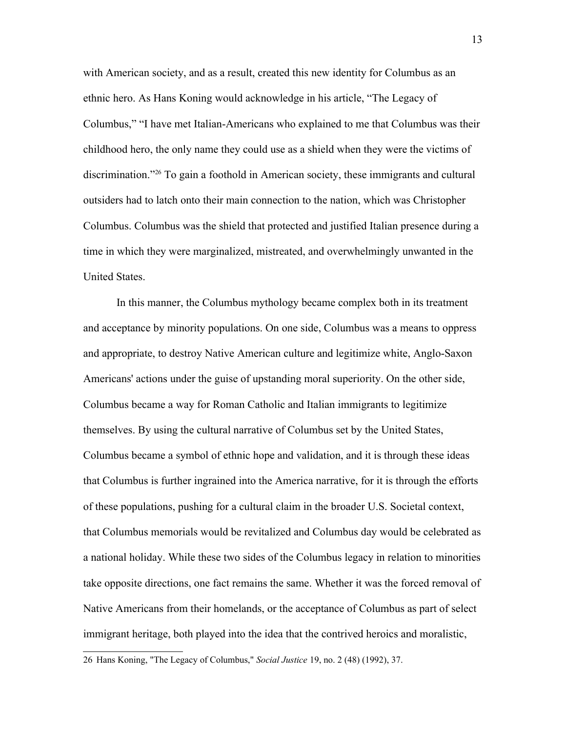with American society, and as a result, created this new identity for Columbus as an ethnic hero. As Hans Koning would acknowledge in his article, "The Legacy of Columbus," "I have met Italian-Americans who explained to me that Columbus was their childhood hero, the only name they could use as a shield when they were the victims of discrimination."[26] To gain a foothold in American society, these immigrants and cultural outsiders had to latch onto their main connection to the nation, which was Christopher Columbus. Columbus was the shield that protected and justified Italian presence during a time in which they were marginalized, mistreated, and overwhelmingly unwanted in the United States.

In this manner, the Columbus mythology became complex both in its treatment and acceptance by minority populations. On one side, Columbus was a means to oppress and appropriate, to destroy Native American culture and legitimize white, Anglo-Saxon Americans' actions under the guise of upstanding moral superiority. On the other side, Columbus became a way for Roman Catholic and Italian immigrants to legitimize themselves. By using the cultural narrative of Columbus set by the United States, Columbus became a symbol of ethnic hope and validation, and it is through these ideas that Columbus is further ingrained into the America narrative, for it is through the efforts of these populations, pushing for a cultural claim in the broader U.S. Societal context, that Columbus memorials would be revitalized and Columbus day would be celebrated as a national holiday. While these two sides of the Columbus legacy in relation to minorities take opposite directions, one fact remains the same. Whether it was the forced removal of Native Americans from their homelands, or the acceptance of Columbus as part of select immigrant heritage, both played into the idea that the contrived heroics and moralistic,

26 Hans Koning, "The Legacy of Columbus," *Social Justice* 19, no. 2 (48) (1992), 37.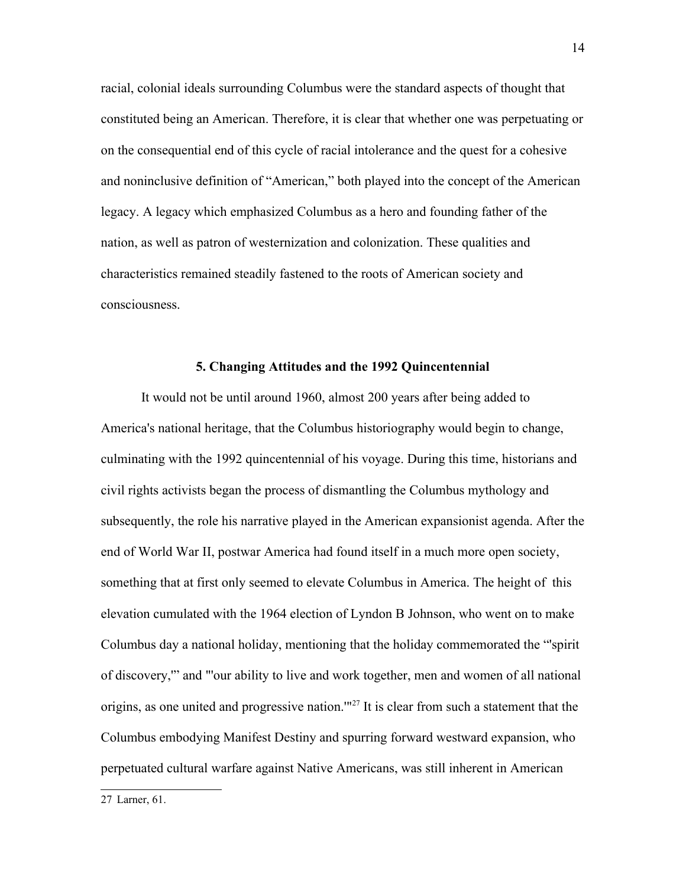racial, colonial ideals surrounding Columbus were the standard aspects of thought that constituted being an American. Therefore, it is clear that whether one was perpetuating or on the consequential end of this cycle of racial intolerance and the quest for a cohesive and noninclusive definition of "American," both played into the concept of the American legacy. A legacy which emphasized Columbus as a hero and founding father of the nation, as well as patron of westernization and colonization. These qualities and characteristics remained steadily fastened to the roots of American society and consciousness.

## 5. Changing Attitudes and the 1992 Quincentennial

It would not be until around 1960, almost 200 years after being added to America's national heritage, that the Columbus historiography would begin to change, culminating with the 1992 quincentennial of his voyage. During this time, historians and civil rights activists began the process of dismantling the Columbus mythology and subsequently, the role his narrative played in the American expansionist agenda. After the end of World War II, postwar America had found itself in a much more open society, something that at first only seemed to elevate Columbus in America. The height of this elevation cumulated with the 1964 election of Lyndon B Johnson, who went on to make Columbus day a national holiday, mentioning that the holiday commemorated the "'spirit of discovery,'" and "'our ability to live and work together, men and women of all national origins, as one united and progressive nation.'"[27] It is clear from such a statement that the Columbus embodying Manifest Destiny and spurring forward westward expansion, who perpetuated cultural warfare against Native Americans, was still inherent in American

27 Larner, 61.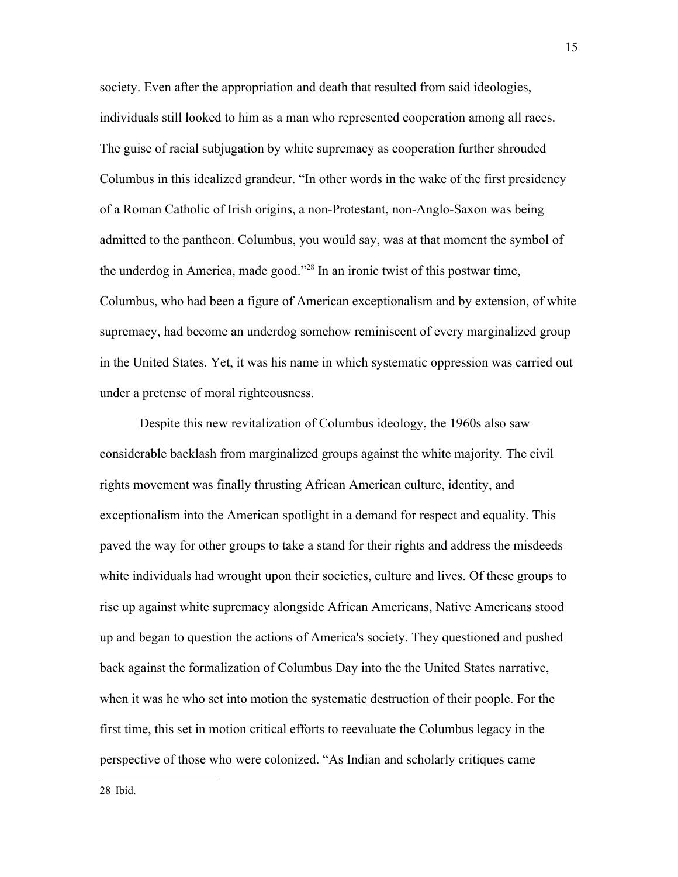society. Even after the appropriation and death that resulted from said ideologies, individuals still looked to him as a man who represented cooperation among all races. The guise of racial subjugation by white supremacy as cooperation further shrouded Columbus in this idealized grandeur. "In other words in the wake of the first presidency of a Roman Catholic of Irish origins, a non-Protestant, non-Anglo-Saxon was being admitted to the pantheon. Columbus, you would say, was at that moment the symbol of the underdog in America, made good."[28] In an ironic twist of this postwar time, Columbus, who had been a figure of American exceptionalism and by extension, of white supremacy, had become an underdog somehow reminiscent of every marginalized group in the United States. Yet, it was his name in which systematic oppression was carried out under a pretense of moral righteousness.

Despite this new revitalization of Columbus ideology, the 1960s also saw considerable backlash from marginalized groups against the white majority. The civil rights movement was finally thrusting African American culture, identity, and exceptionalism into the American spotlight in a demand for respect and equality. This paved the way for other groups to take a stand for their rights and address the misdeeds white individuals had wrought upon their societies, culture and lives. Of these groups to rise up against white supremacy alongside African Americans, Native Americans stood up and began to question the actions of America's society. They questioned and pushed back against the formalization of Columbus Day into the the United States narrative, when it was he who set into motion the systematic destruction of their people. For the first time, this set in motion critical efforts to reevaluate the Columbus legacy in the perspective of those who were colonized. "As Indian and scholarly critiques came

---

28 Ibid.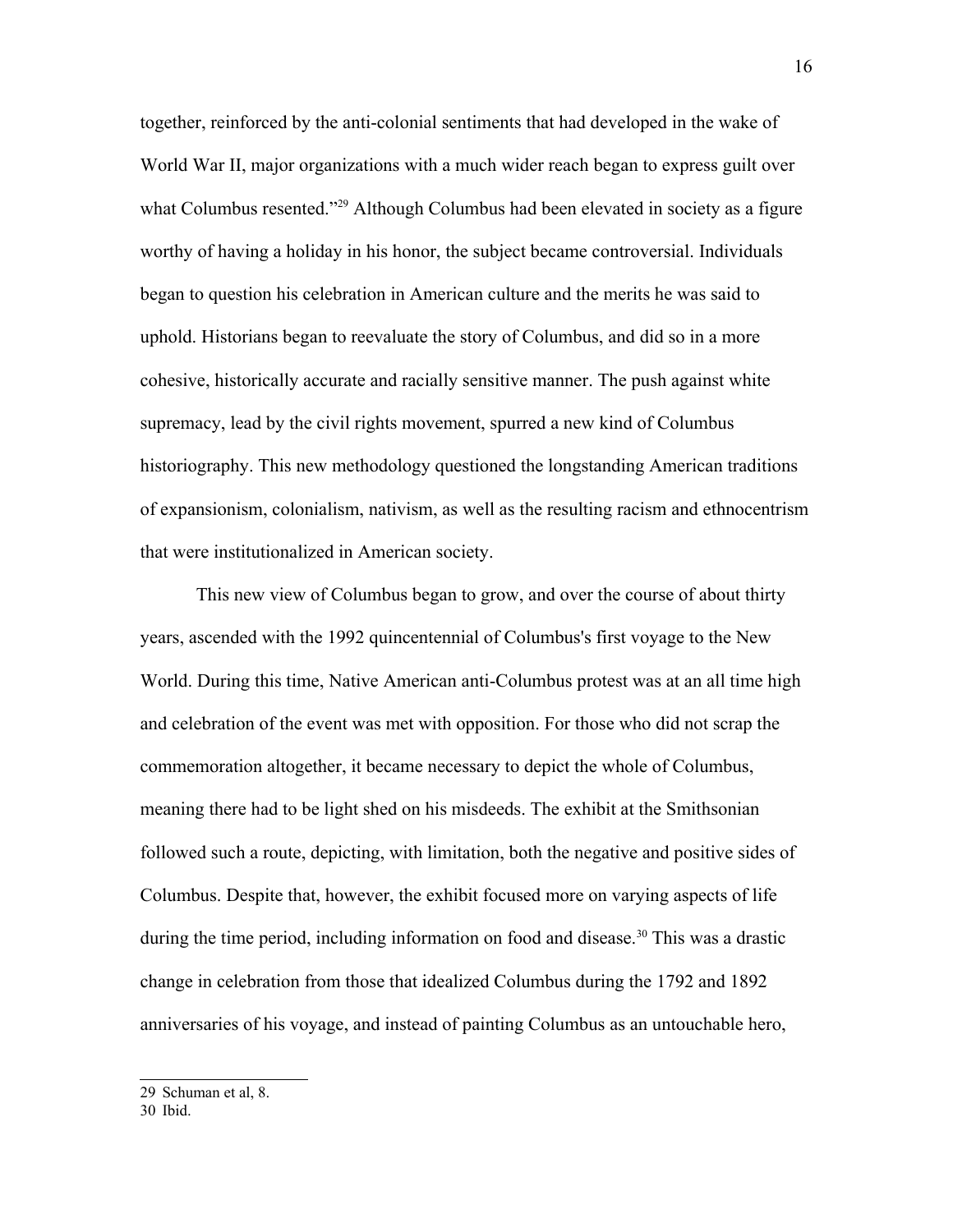together, reinforced by the anti-colonial sentiments that had developed in the wake of World War II, major organizations with a much wider reach began to express guilt over what Columbus resented."[29] Although Columbus had been elevated in society as a figure worthy of having a holiday in his honor, the subject became controversial. Individuals began to question his celebration in American culture and the merits he was said to uphold. Historians began to reevaluate the story of Columbus, and did so in a more cohesive, historically accurate and racially sensitive manner. The push against white supremacy, lead by the civil rights movement, spurred a new kind of Columbus historiography. This new methodology questioned the longstanding American traditions of expansionism, colonialism, nativism, as well as the resulting racism and ethnocentrism that were institutionalized in American society.

This new view of Columbus began to grow, and over the course of about thirty years, ascended with the 1992 quincentennial of Columbus's first voyage to the New World. During this time, Native American anti-Columbus protest was at an all time high and celebration of the event was met with opposition. For those who did not scrap the commemoration altogether, it became necessary to depict the whole of Columbus, meaning there had to be light shed on his misdeeds. The exhibit at the Smithsonian followed such a route, depicting, with limitation, both the negative and positive sides of Columbus. Despite that, however, the exhibit focused more on varying aspects of life during the time period, including information on food and disease.[30] This was a drastic change in celebration from those that idealized Columbus during the 1792 and 1892 anniversaries of his voyage, and instead of painting Columbus as an untouchable hero,

---

29 Schuman et al, 8.

30 Ibid.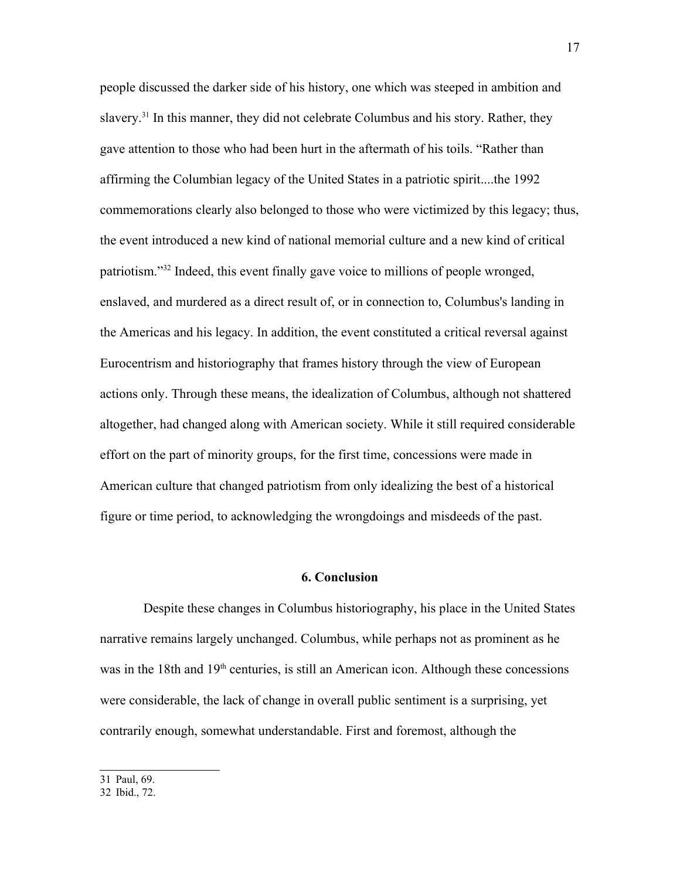people discussed the darker side of his history, one which was steeped in ambition and slavery.[31] In this manner, they did not celebrate Columbus and his story. Rather, they gave attention to those who had been hurt in the aftermath of his toils. “Rather than affirming the Columbian legacy of the United States in a patriotic spirit....the 1992 commemorations clearly also belonged to those who were victimized by this legacy; thus, the event introduced a new kind of national memorial culture and a new kind of critical patriotism.”[32] Indeed, this event finally gave voice to millions of people wronged, enslaved, and murdered as a direct result of, or in connection to, Columbus's landing in the Americas and his legacy. In addition, the event constituted a critical reversal against Eurocentrism and historiography that frames history through the view of European actions only. Through these means, the idealization of Columbus, although not shattered altogether, had changed along with American society. While it still required considerable effort on the part of minority groups, for the first time, concessions were made in American culture that changed patriotism from only idealizing the best of a historical figure or time period, to acknowledging the wrongdoings and misdeeds of the past.

## 6. Conclusion

Despite these changes in Columbus historiography, his place in the United States narrative remains largely unchanged. Columbus, while perhaps not as prominent as he was in the 18th and 19th centuries, is still an American icon. Although these concessions were considerable, the lack of change in overall public sentiment is a surprising, yet contrarily enough, somewhat understandable. First and foremost, although the

31 Paul, 69.
32 Ibid., 72.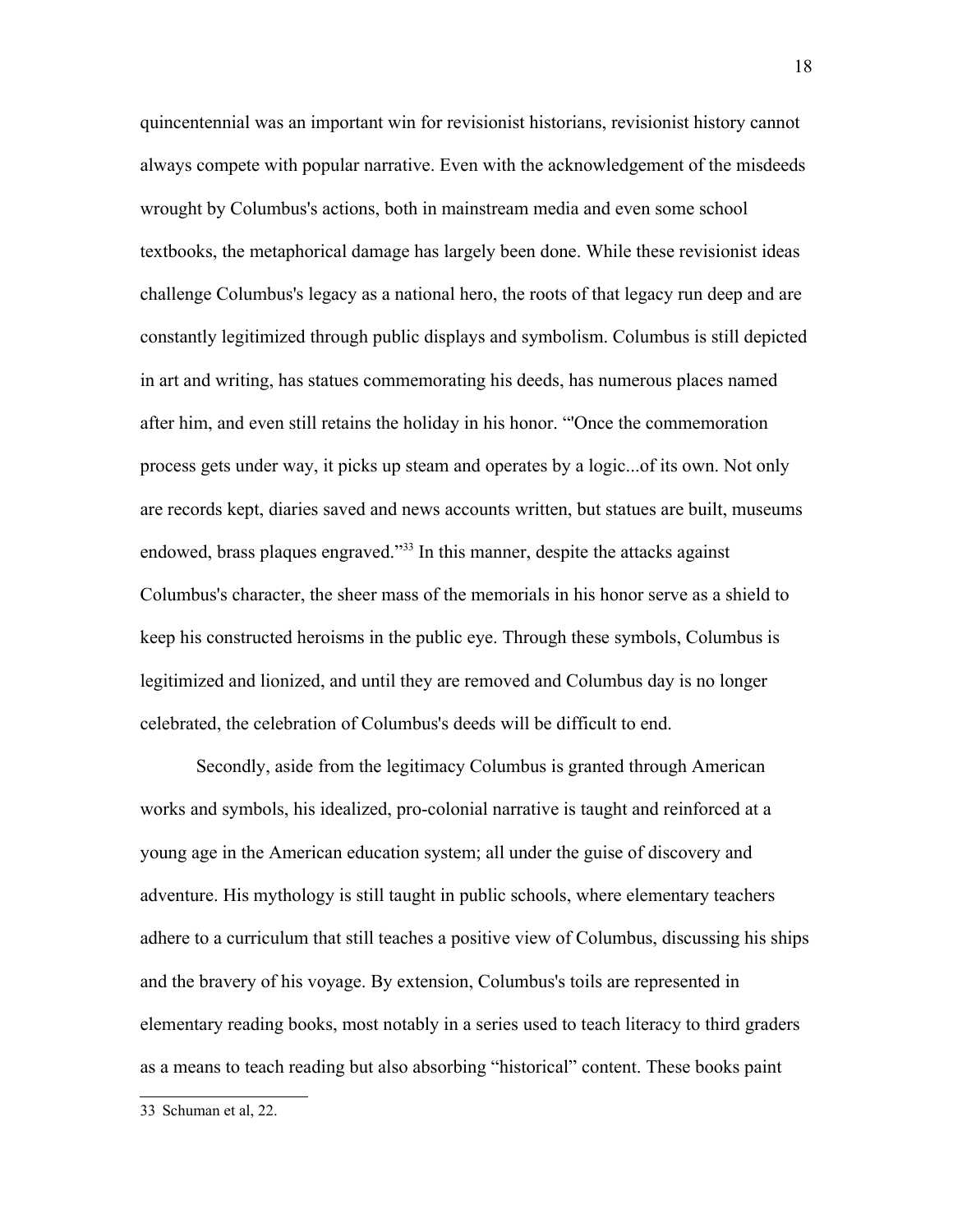quincentennial was an important win for revisionist historians, revisionist history cannot always compete with popular narrative. Even with the acknowledgement of the misdeeds wrought by Columbus's actions, both in mainstream media and even some school textbooks, the metaphorical damage has largely been done. While these revisionist ideas challenge Columbus's legacy as a national hero, the roots of that legacy run deep and are constantly legitimized through public displays and symbolism. Columbus is still depicted in art and writing, has statues commemorating his deeds, has numerous places named after him, and even still retains the holiday in his honor. “'Once the commemoration process gets under way, it picks up steam and operates by a logic...of its own. Not only are records kept, diaries saved and news accounts written, but statues are built, museums endowed, brass plaques engraved.”[33] In this manner, despite the attacks against Columbus's character, the sheer mass of the memorials in his honor serve as a shield to keep his constructed heroisms in the public eye. Through these symbols, Columbus is legitimized and lionized, and until they are removed and Columbus day is no longer celebrated, the celebration of Columbus's deeds will be difficult to end.

Secondly, aside from the legitimacy Columbus is granted through American works and symbols, his idealized, pro-colonial narrative is taught and reinforced at a young age in the American education system; all under the guise of discovery and adventure. His mythology is still taught in public schools, where elementary teachers adhere to a curriculum that still teaches a positive view of Columbus, discussing his ships and the bravery of his voyage. By extension, Columbus's toils are represented in elementary reading books, most notably in a series used to teach literacy to third graders as a means to teach reading but also absorbing “historical” content. These books paint

33 Schuman et al, 22.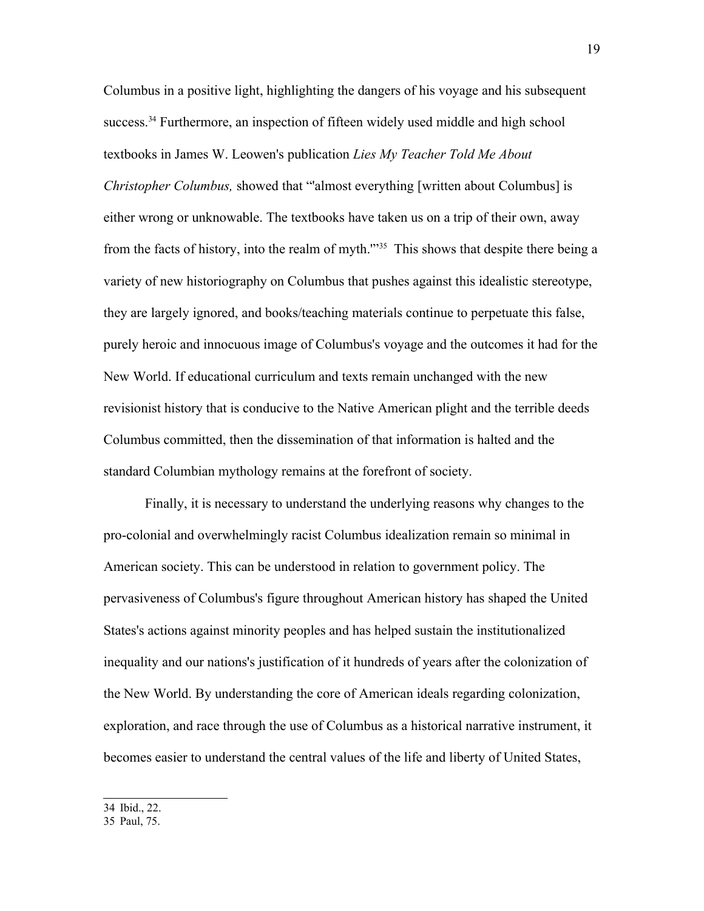Columbus in a positive light, highlighting the dangers of his voyage and his subsequent success.[34] Furthermore, an inspection of fifteen widely used middle and high school textbooks in James W. Leowen's publication *Lies My Teacher Told Me About Christopher Columbus,* showed that "'almost everything [written about Columbus] is either wrong or unknowable. The textbooks have taken us on a trip of their own, away from the facts of history, into the realm of myth.'"[35] This shows that despite there being a variety of new historiography on Columbus that pushes against this idealistic stereotype, they are largely ignored, and books/teaching materials continue to perpetuate this false, purely heroic and innocuous image of Columbus's voyage and the outcomes it had for the New World. If educational curriculum and texts remain unchanged with the new revisionist history that is conducive to the Native American plight and the terrible deeds Columbus committed, then the dissemination of that information is halted and the standard Columbian mythology remains at the forefront of society.

Finally, it is necessary to understand the underlying reasons why changes to the pro-colonial and overwhelmingly racist Columbus idealization remain so minimal in American society. This can be understood in relation to government policy. The pervasiveness of Columbus's figure throughout American history has shaped the United States's actions against minority peoples and has helped sustain the institutionalized inequality and our nations's justification of it hundreds of years after the colonization of the New World. By understanding the core of American ideals regarding colonization, exploration, and race through the use of Columbus as a historical narrative instrument, it becomes easier to understand the central values of the life and liberty of United States,

---

34 Ibid., 22.

35 Paul, 75.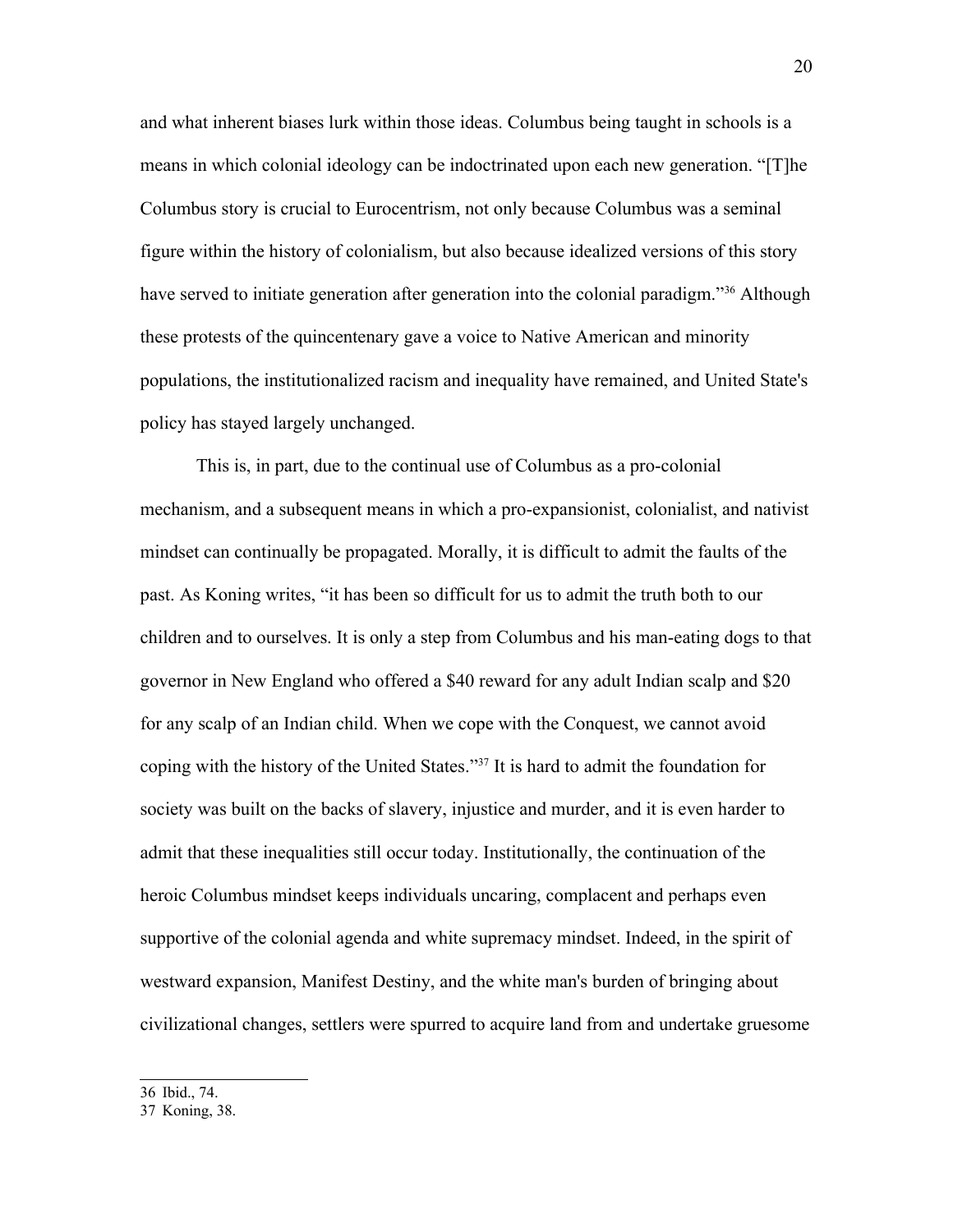and what inherent biases lurk within those ideas. Columbus being taught in schools is a means in which colonial ideology can be indoctrinated upon each new generation. "[T]he Columbus story is crucial to Eurocentrism, not only because Columbus was a seminal figure within the history of colonialism, but also because idealized versions of this story have served to initiate generation after generation into the colonial paradigm."[36] Although these protests of the quincentenary gave a voice to Native American and minority populations, the institutionalized racism and inequality have remained, and United State's policy has stayed largely unchanged.

This is, in part, due to the continual use of Columbus as a pro-colonial mechanism, and a subsequent means in which a pro-expansionist, colonialist, and nativist mindset can continually be propagated. Morally, it is difficult to admit the faults of the past. As Koning writes, "it has been so difficult for us to admit the truth both to our children and to ourselves. It is only a step from Columbus and his man-eating dogs to that governor in New England who offered a $40 reward for any adult Indian scalp and $20 for any scalp of an Indian child. When we cope with the Conquest, we cannot avoid coping with the history of the United States."[37] It is hard to admit the foundation for society was built on the backs of slavery, injustice and murder, and it is even harder to admit that these inequalities still occur today. Institutionally, the continuation of the heroic Columbus mindset keeps individuals uncaring, complacent and perhaps even supportive of the colonial agenda and white supremacy mindset. Indeed, in the spirit of westward expansion, Manifest Destiny, and the white man's burden of bringing about civilizational changes, settlers were spurred to acquire land from and undertake gruesome

---

36 Ibid., 74.

37 Koning, 38.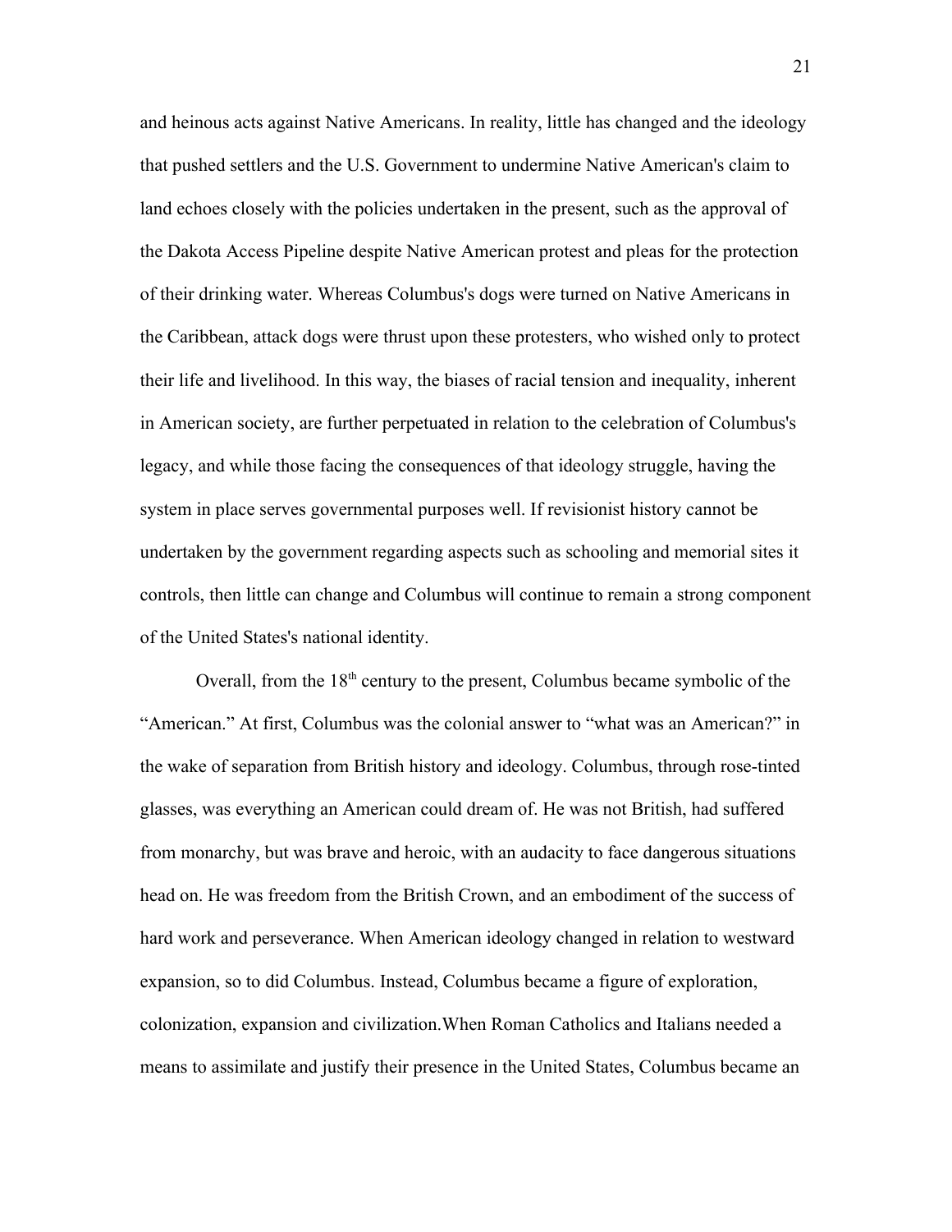and heinous acts against Native Americans. In reality, little has changed and the ideology that pushed settlers and the U.S. Government to undermine Native American's claim to land echoes closely with the policies undertaken in the present, such as the approval of the Dakota Access Pipeline despite Native American protest and pleas for the protection of their drinking water. Whereas Columbus's dogs were turned on Native Americans in the Caribbean, attack dogs were thrust upon these protesters, who wished only to protect their life and livelihood. In this way, the biases of racial tension and inequality, inherent in American society, are further perpetuated in relation to the celebration of Columbus's legacy, and while those facing the consequences of that ideology struggle, having the system in place serves governmental purposes well. If revisionist history cannot be undertaken by the government regarding aspects such as schooling and memorial sites it controls, then little can change and Columbus will continue to remain a strong component of the United States's national identity.

Overall, from the 18th century to the present, Columbus became symbolic of the "American." At first, Columbus was the colonial answer to "what was an American?" in the wake of separation from British history and ideology. Columbus, through rose-tinted glasses, was everything an American could dream of. He was not British, had suffered from monarchy, but was brave and heroic, with an audacity to face dangerous situations head on. He was freedom from the British Crown, and an embodiment of the success of hard work and perseverance. When American ideology changed in relation to westward expansion, so to did Columbus. Instead, Columbus became a figure of exploration, colonization, expansion and civilization.When Roman Catholics and Italians needed a means to assimilate and justify their presence in the United States, Columbus became an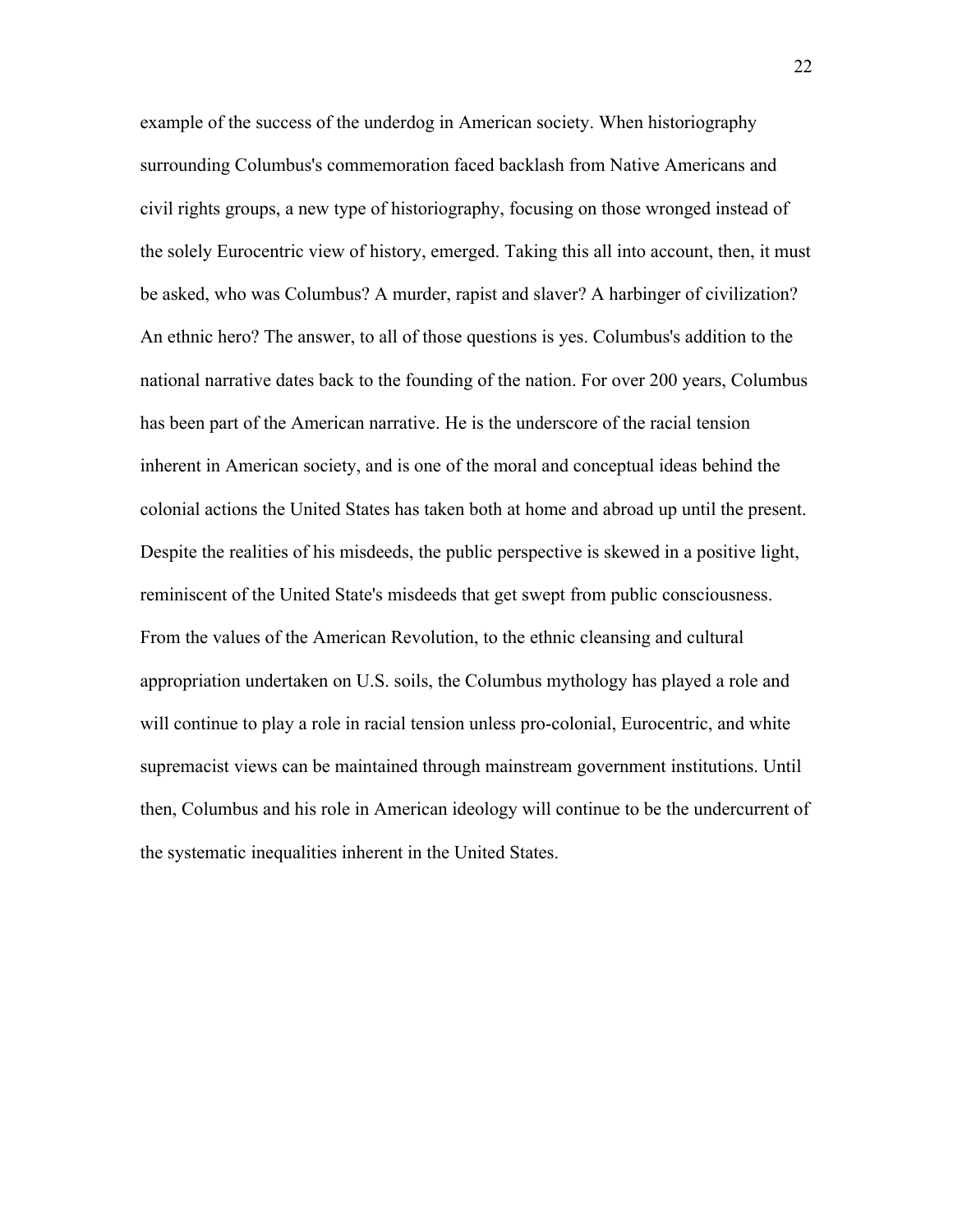example of the success of the underdog in American society. When historiography surrounding Columbus's commemoration faced backlash from Native Americans and civil rights groups, a new type of historiography, focusing on those wronged instead of the solely Eurocentric view of history, emerged. Taking this all into account, then, it must be asked, who was Columbus? A murder, rapist and slaver? A harbinger of civilization? An ethnic hero? The answer, to all of those questions is yes. Columbus's addition to the national narrative dates back to the founding of the nation. For over 200 years, Columbus has been part of the American narrative. He is the underscore of the racial tension inherent in American society, and is one of the moral and conceptual ideas behind the colonial actions the United States has taken both at home and abroad up until the present. Despite the realities of his misdeeds, the public perspective is skewed in a positive light, reminiscent of the United State's misdeeds that get swept from public consciousness. From the values of the American Revolution, to the ethnic cleansing and cultural appropriation undertaken on U.S. soils, the Columbus mythology has played a role and will continue to play a role in racial tension unless pro-colonial, Eurocentric, and white supremacist views can be maintained through mainstream government institutions. Until then, Columbus and his role in American ideology will continue to be the undercurrent of the systematic inequalities inherent in the United States.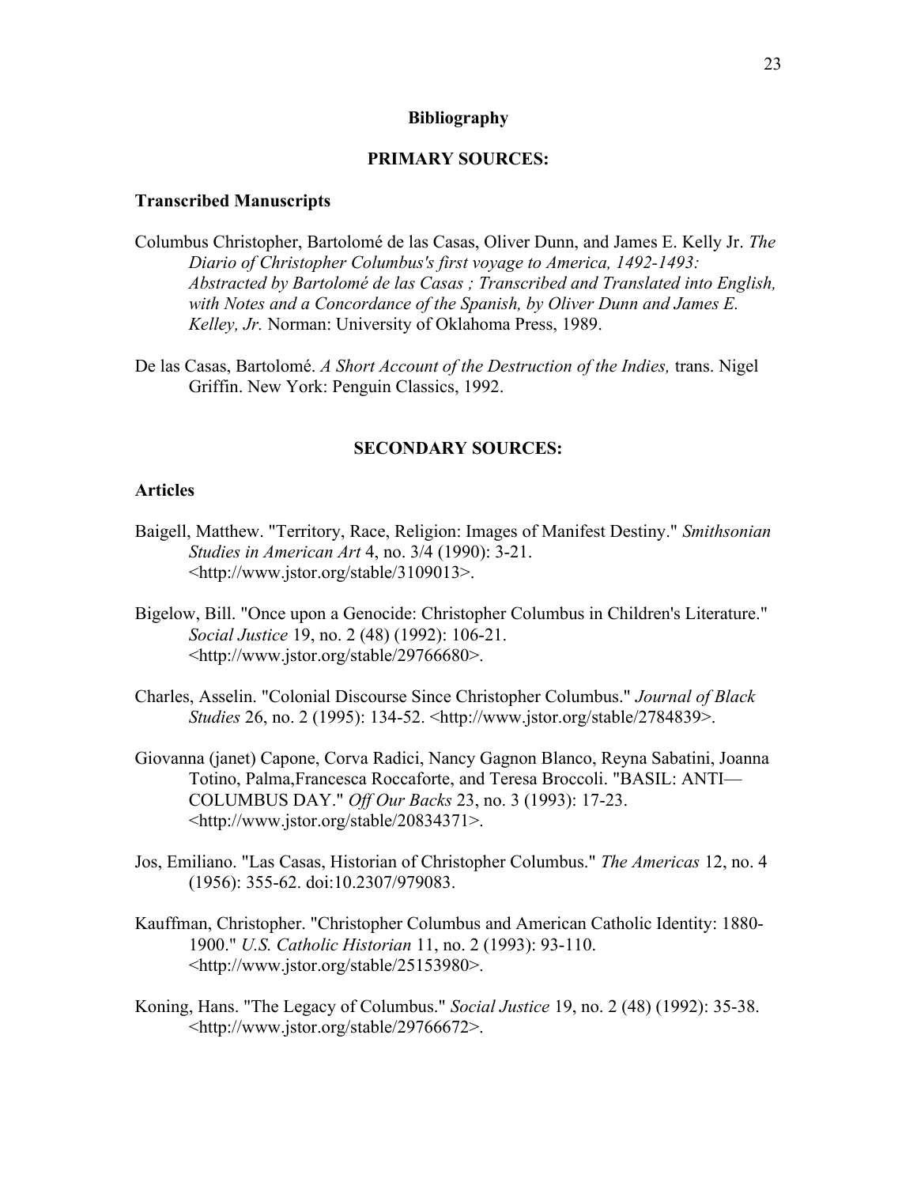# Bibliography

## PRIMARY SOURCES:

### Transcribed Manuscripts

Columbus Christopher, Bartolomé de las Casas, Oliver Dunn, and James E. Kelly Jr. *The Diario of Christopher Columbus's first voyage to America, 1492-1493: Abstracted by Bartolomé de las Casas ; Transcribed and Translated into English, with Notes and a Concordance of the Spanish, by Oliver Dunn and James E. Kelley, Jr.* Norman: University of Oklahoma Press, 1989.

De las Casas, Bartolomé. *A Short Account of the Destruction of the Indies,* trans. Nigel Griffin. New York: Penguin Classics, 1992.

## SECONDARY SOURCES:

### Articles

Baigell, Matthew. "Territory, Race, Religion: Images of Manifest Destiny." *Smithsonian Studies in American Art* 4, no. 3/4 (1990): 3-21. <http://www.jstor.org/stable/3109013>.

Bigelow, Bill. "Once upon a Genocide: Christopher Columbus in Children's Literature." *Social Justice* 19, no. 2 (48) (1992): 106-21. <http://www.jstor.org/stable/29766680>.

Charles, Asselin. "Colonial Discourse Since Christopher Columbus." *Journal of Black Studies* 26, no. 2 (1995): 134-52. <http://www.jstor.org/stable/2784839>.

Giovanna (janet) Capone, Corva Radici, Nancy Gagnon Blanco, Reyna Sabatini, Joanna Totino, Palma,Francesca Roccaforte, and Teresa Broccoli. "BASIL: ANTI—COLUMBUS DAY." *Off Our Backs* 23, no. 3 (1993): 17-23. <http://www.jstor.org/stable/20834371>.

Jos, Emiliano. "Las Casas, Historian of Christopher Columbus." *The Americas* 12, no. 4 (1956): 355-62. doi:10.2307/979083.

Kauffman, Christopher. "Christopher Columbus and American Catholic Identity: 1880-1900." *U.S. Catholic Historian* 11, no. 2 (1993): 93-110. <http://www.jstor.org/stable/25153980>.

Koning, Hans. "The Legacy of Columbus." *Social Justice* 19, no. 2 (48) (1992): 35-38. <http://www.jstor.org/stable/29766672>.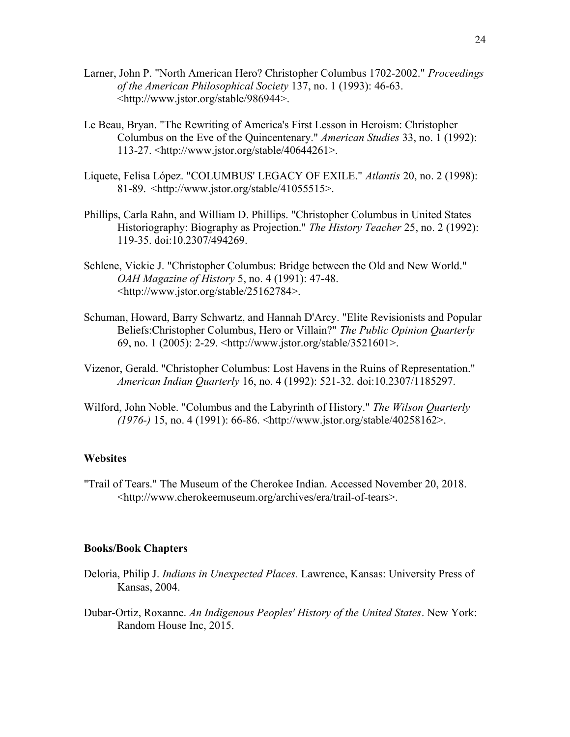Larner, John P. "North American Hero? Christopher Columbus 1702-2002." *Proceedings of the American Philosophical Society* 137, no. 1 (1993): 46-63. <http://www.jstor.org/stable/986944>.

Le Beau, Bryan. "The Rewriting of America's First Lesson in Heroism: Christopher Columbus on the Eve of the Quincentenary." *American Studies* 33, no. 1 (1992): 113-27. <http://www.jstor.org/stable/40644261>.

Liquete, Felisa López. "COLUMBUS' LEGACY OF EXILE." *Atlantis* 20, no. 2 (1998): 81-89. <http://www.jstor.org/stable/41055515>.

Phillips, Carla Rahn, and William D. Phillips. "Christopher Columbus in United States Historiography: Biography as Projection." *The History Teacher* 25, no. 2 (1992): 119-35. doi:10.2307/494269.

Schlene, Vickie J. "Christopher Columbus: Bridge between the Old and New World." *OAH Magazine of History* 5, no. 4 (1991): 47-48. <http://www.jstor.org/stable/25162784>.

Schuman, Howard, Barry Schwartz, and Hannah D'Arcy. "Elite Revisionists and Popular Beliefs:Christopher Columbus, Hero or Villain?" *The Public Opinion Quarterly* 69, no. 1 (2005): 2-29. <http://www.jstor.org/stable/3521601>.

Vizenor, Gerald. "Christopher Columbus: Lost Havens in the Ruins of Representation." *American Indian Quarterly* 16, no. 4 (1992): 521-32. doi:10.2307/1185297.

Wilford, John Noble. "Columbus and the Labyrinth of History." *The Wilson Quarterly (1976-)* 15, no. 4 (1991): 66-86. <http://www.jstor.org/stable/40258162>.

**Websites**

"Trail of Tears." The Museum of the Cherokee Indian. Accessed November 20, 2018. <http://www.cherokeemuseum.org/archives/era/trail-of-tears>.

**Books/Book Chapters**

Deloria, Philip J. *Indians in Unexpected Places.* Lawrence, Kansas: University Press of Kansas, 2004.

Dubar-Ortiz, Roxanne. *An Indigenous Peoples' History of the United States*. New York: Random House Inc, 2015.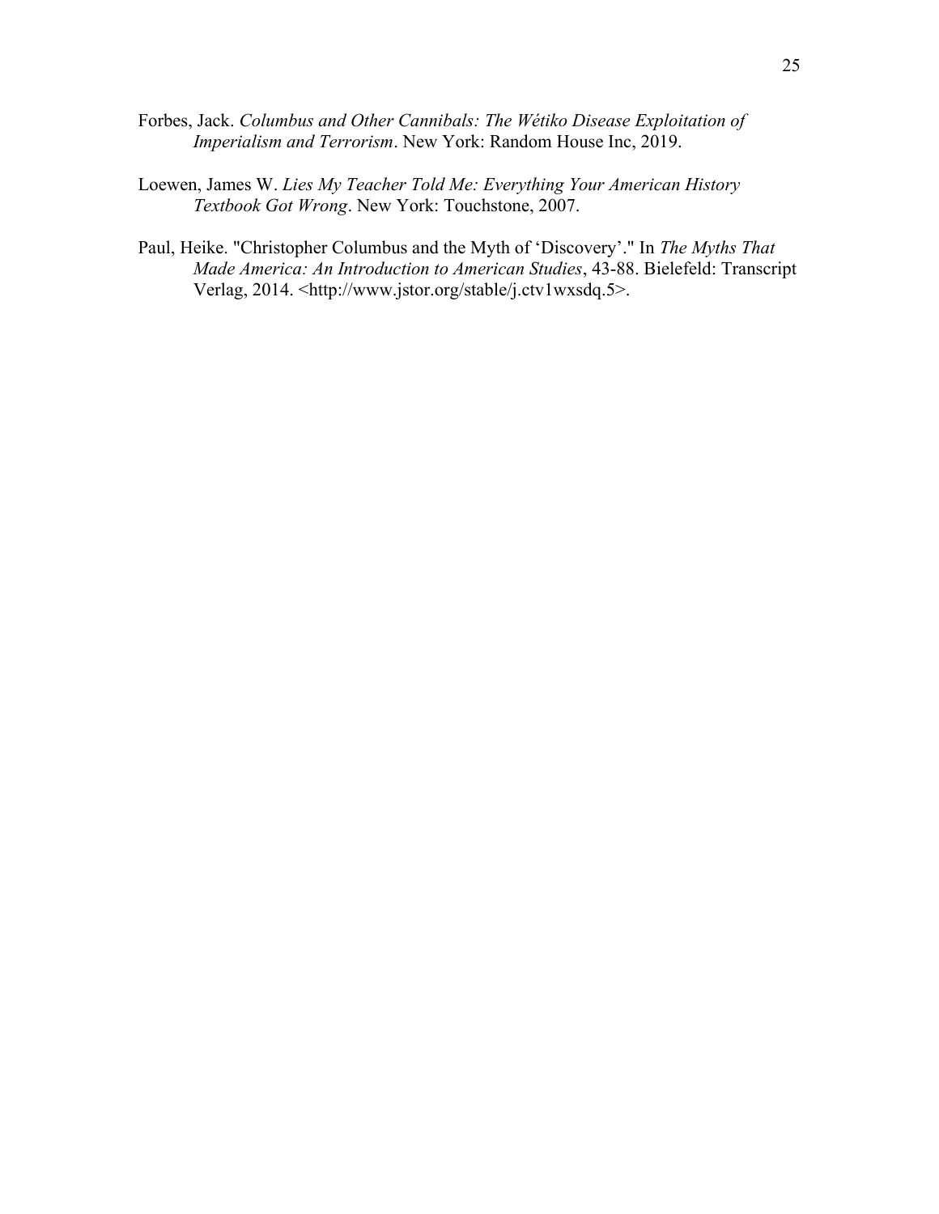Forbes, Jack. *Columbus and Other Cannibals: The Wétiko Disease Exploitation of Imperialism and Terrorism*. New York: Random House Inc, 2019.

Loewen, James W. *Lies My Teacher Told Me: Everything Your American History Textbook Got Wrong*. New York: Touchstone, 2007.

Paul, Heike. "Christopher Columbus and the Myth of 'Discovery'." In *The Myths That Made America: An Introduction to American Studies*, 43-88. Bielefeld: Transcript Verlag, 2014. <http://www.jstor.org/stable/j.ctv1wxsdq.5>.